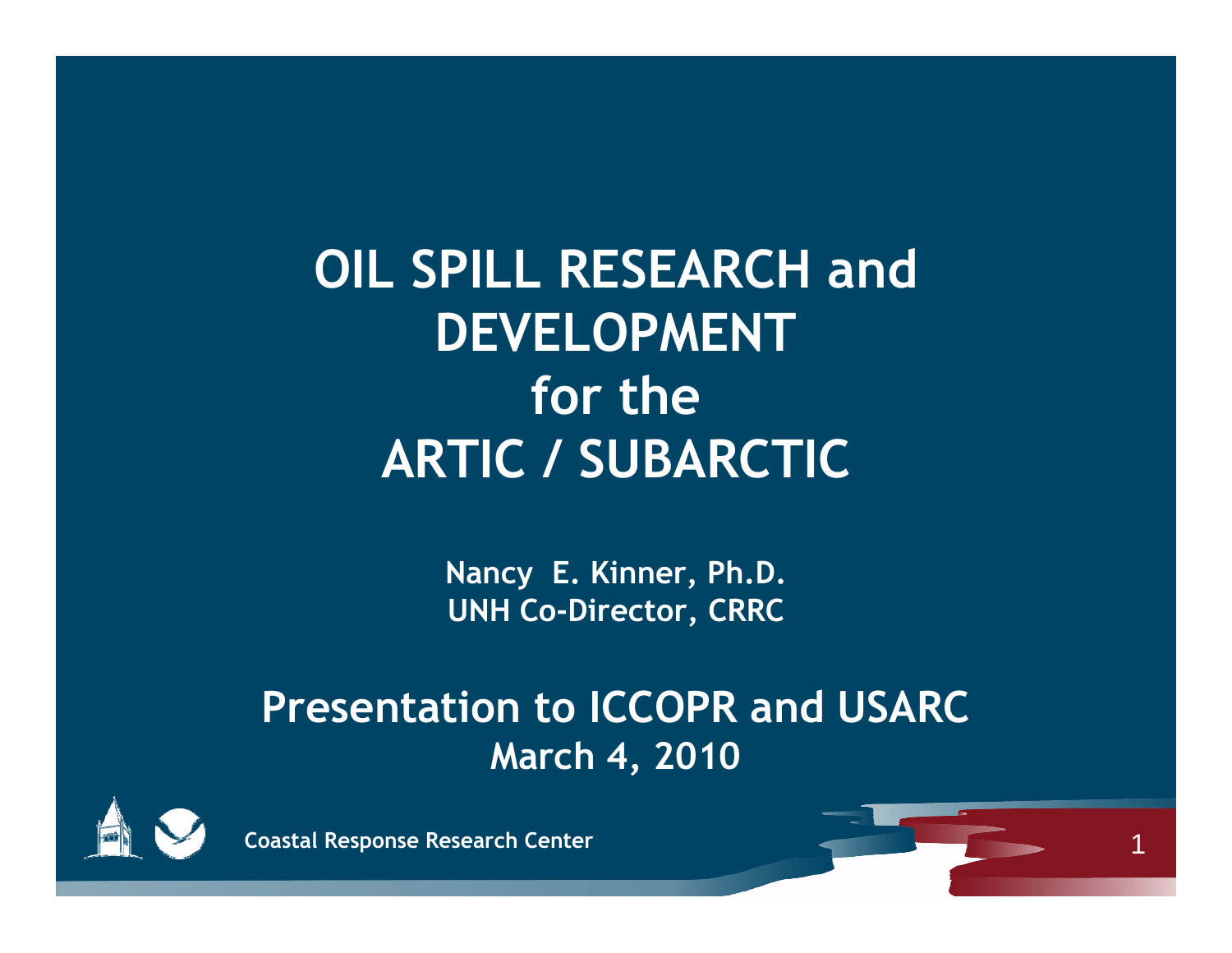# OIL SPILL RESEARCH and DEVELOPMENT for the ARTIC / SUBARCTIC

**Nancy E. Kinner, Ph.D.**
**UNH Co-Director, CRRC**

## Presentation to ICCOPR and USARC

**March 4, 2010**

**Coastal Response Research Center**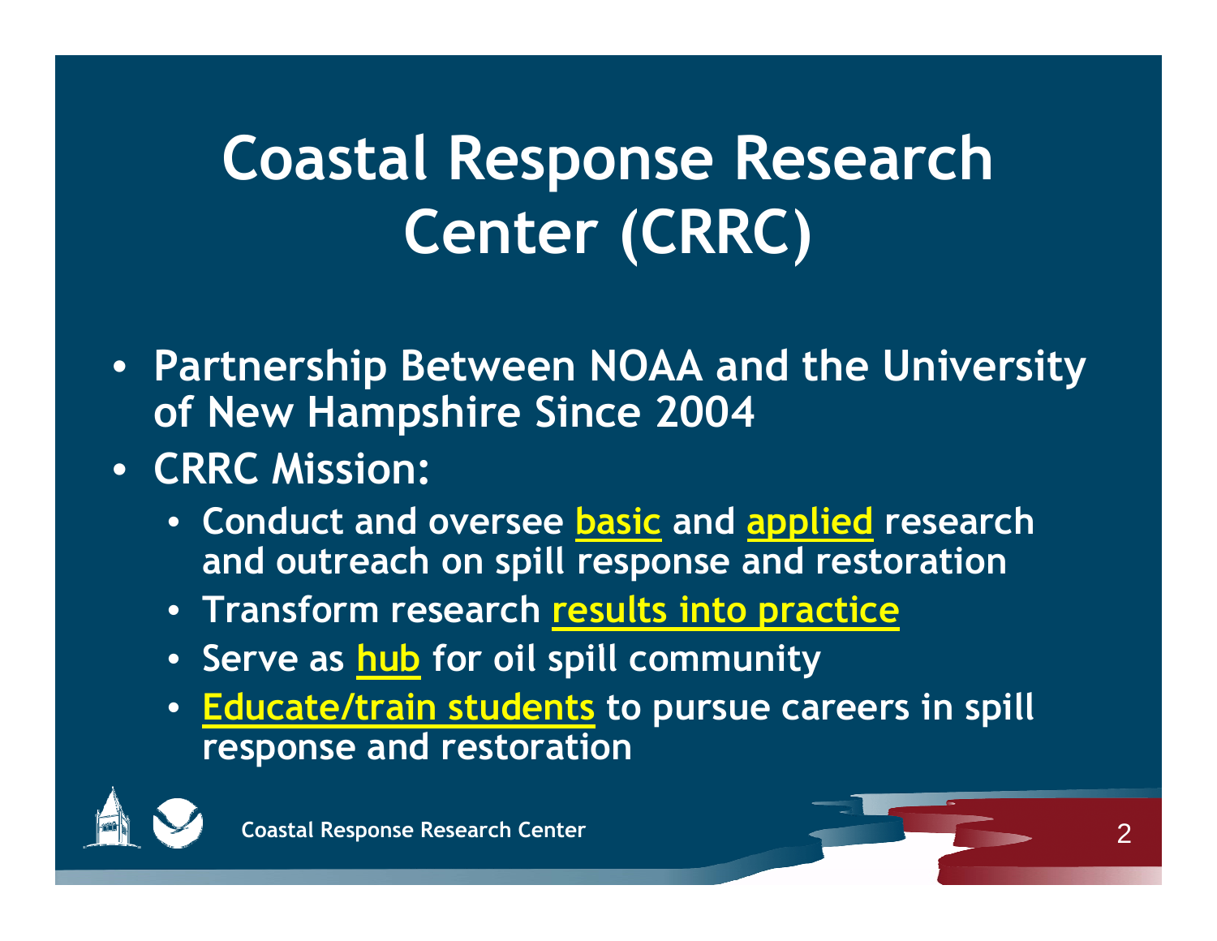# Coastal Response Research Center (CRRC)

- Partnership Between NOAA and the University of New Hampshire Since 2004
- CRRC Mission:
  - Conduct and oversee basic and applied research and outreach on spill response and restoration
  - Transform research results into practice
  - Serve as hub for oil spill community
  - Educate/train students to pursue careers in spill response and restoration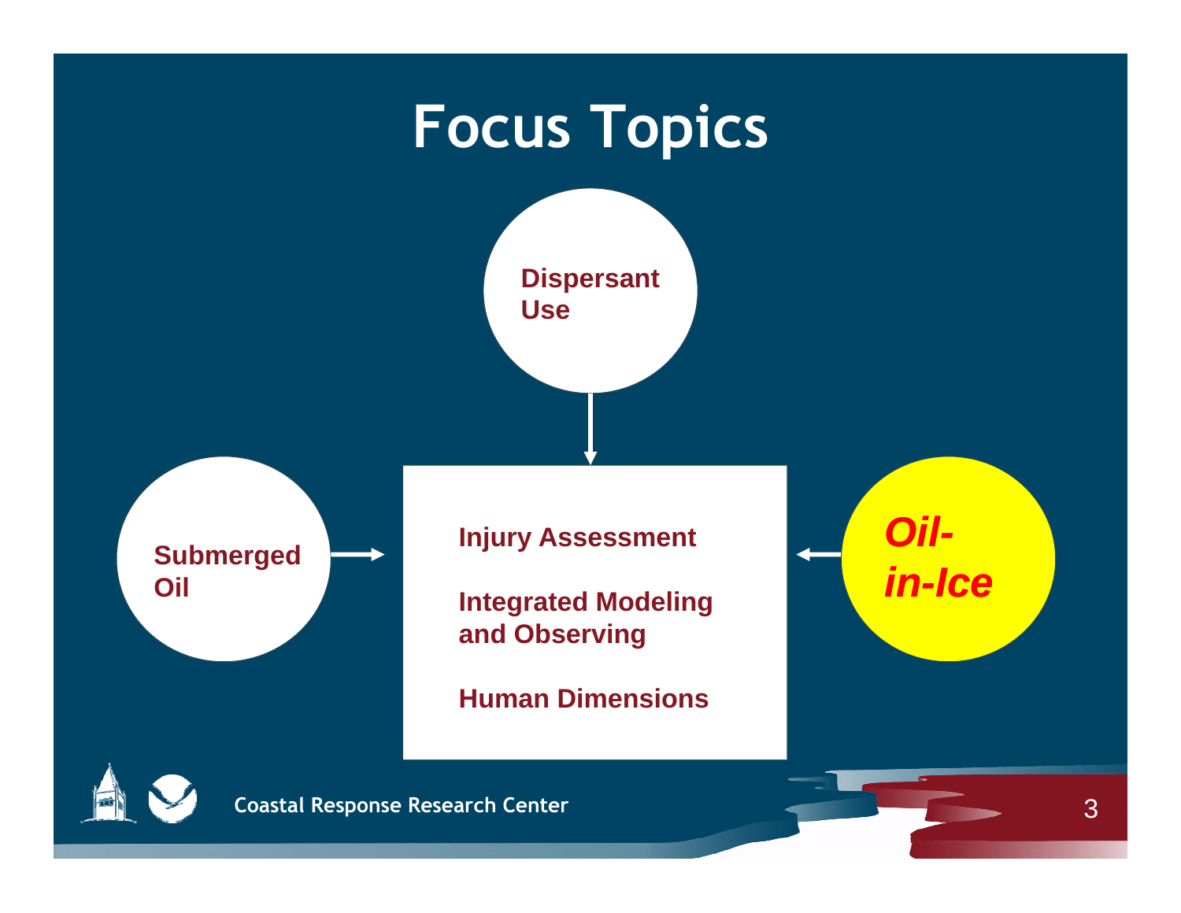# Focus Topics

**Dispersant Use**

**Submerged Oil**

***Oil-in-Ice***

**Injury Assessment**

**Integrated Modeling and Observing**

**Human Dimensions**

Coastal Response Research Center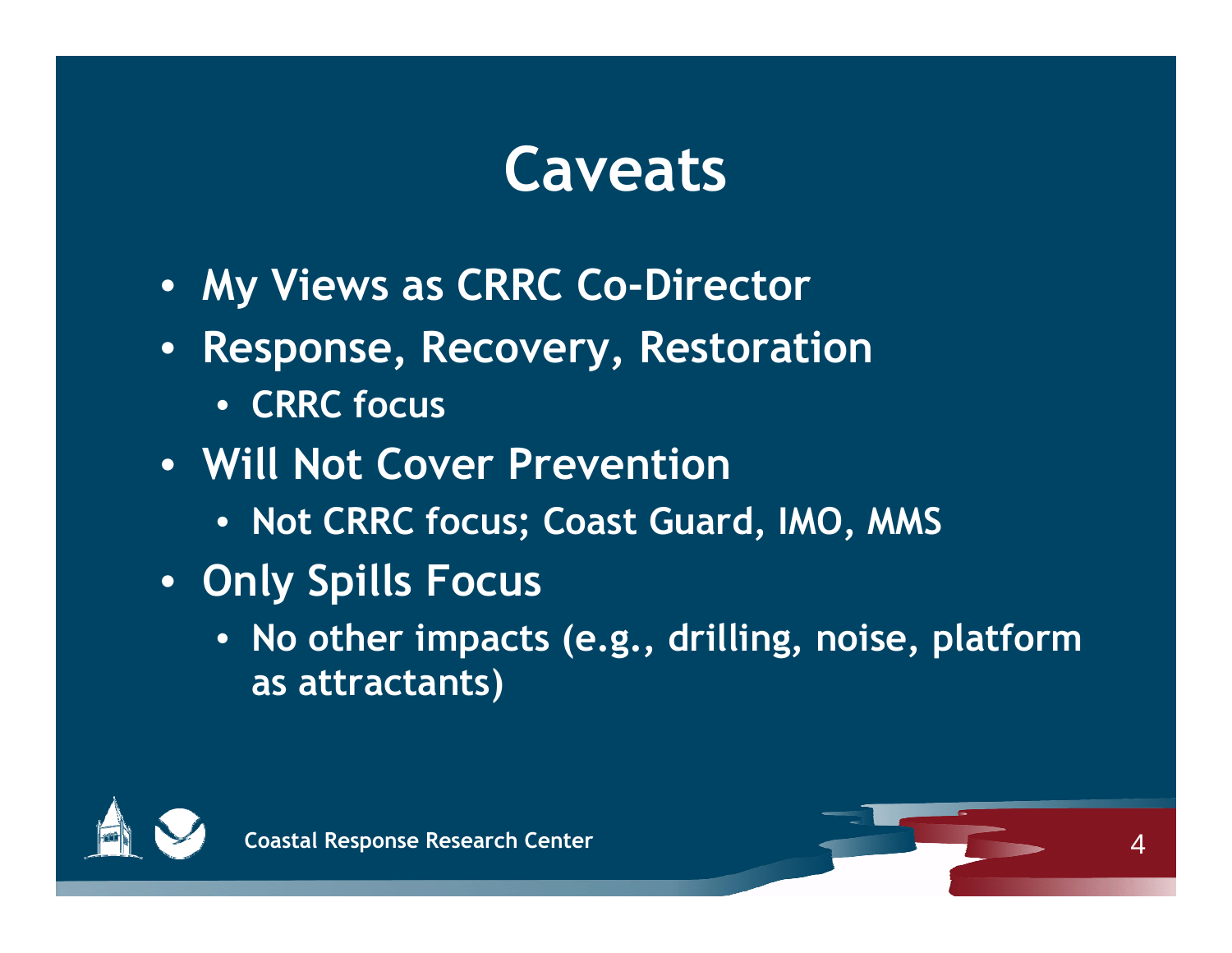# Caveats

- My Views as CRRC Co-Director
- Response, Recovery, Restoration
  - CRRC focus
- Will Not Cover Prevention
  - Not CRRC focus; Coast Guard, IMO, MMS
- Only Spills Focus
  - No other impacts (e.g., drilling, noise, platform as attractants)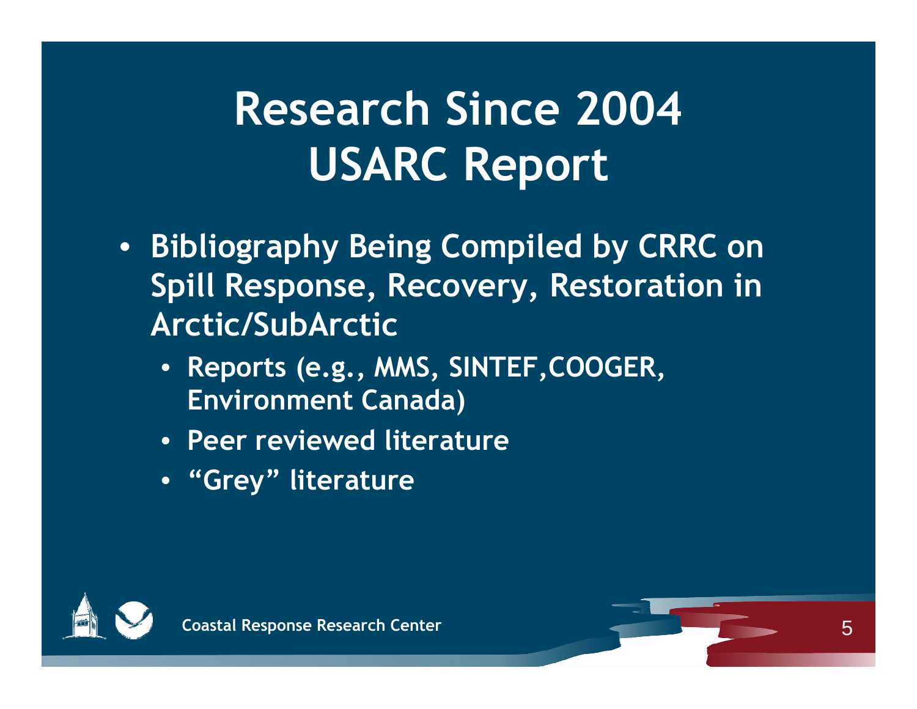# Research Since 2004 USARC Report

- Bibliography Being Compiled by CRRC on Spill Response, Recovery, Restoration in Arctic/SubArctic
  - Reports (e.g., MMS, SINTEF,COOGER, Environment Canada)
  - Peer reviewed literature
  - “Grey” literature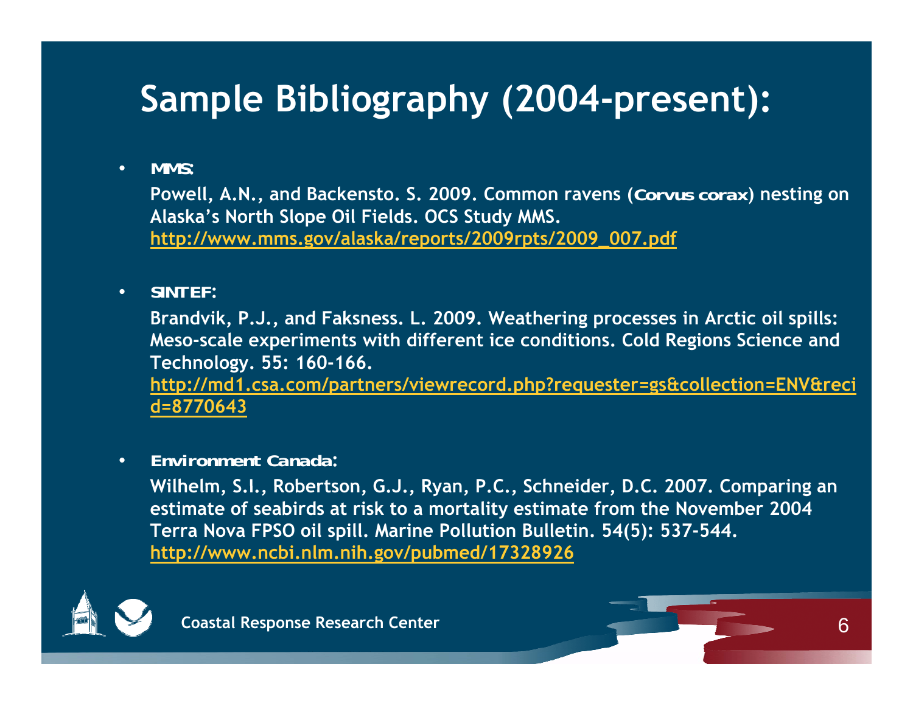# Sample Bibliography (2004-present):

- **MMS:**

  Powell, A.N., and Backensto. S. 2009. Common ravens (*Corvus corax*) nesting on Alaska's North Slope Oil Fields. OCS Study MMS. http://www.mms.gov/alaska/reports/2009rpts/2009_007.pdf

- **SINTEF:**

  Brandvik, P.J., and Faksness. L. 2009. Weathering processes in Arctic oil spills: Meso-scale experiments with different ice conditions. Cold Regions Science and Technology. 55: 160-166. http://md1.csa.com/partners/viewrecord.php?requester=gs&collection=ENV&recid=8770643

- **Environment Canada:**

  Wilhelm, S.I., Robertson, G.J., Ryan, P.C., Schneider, D.C. 2007. Comparing an estimate of seabirds at risk to a mortality estimate from the November 2004 Terra Nova FPSO oil spill. Marine Pollution Bulletin. 54(5): 537-544. http://www.ncbi.nlm.nih.gov/pubmed/17328926

Coastal Response Research Center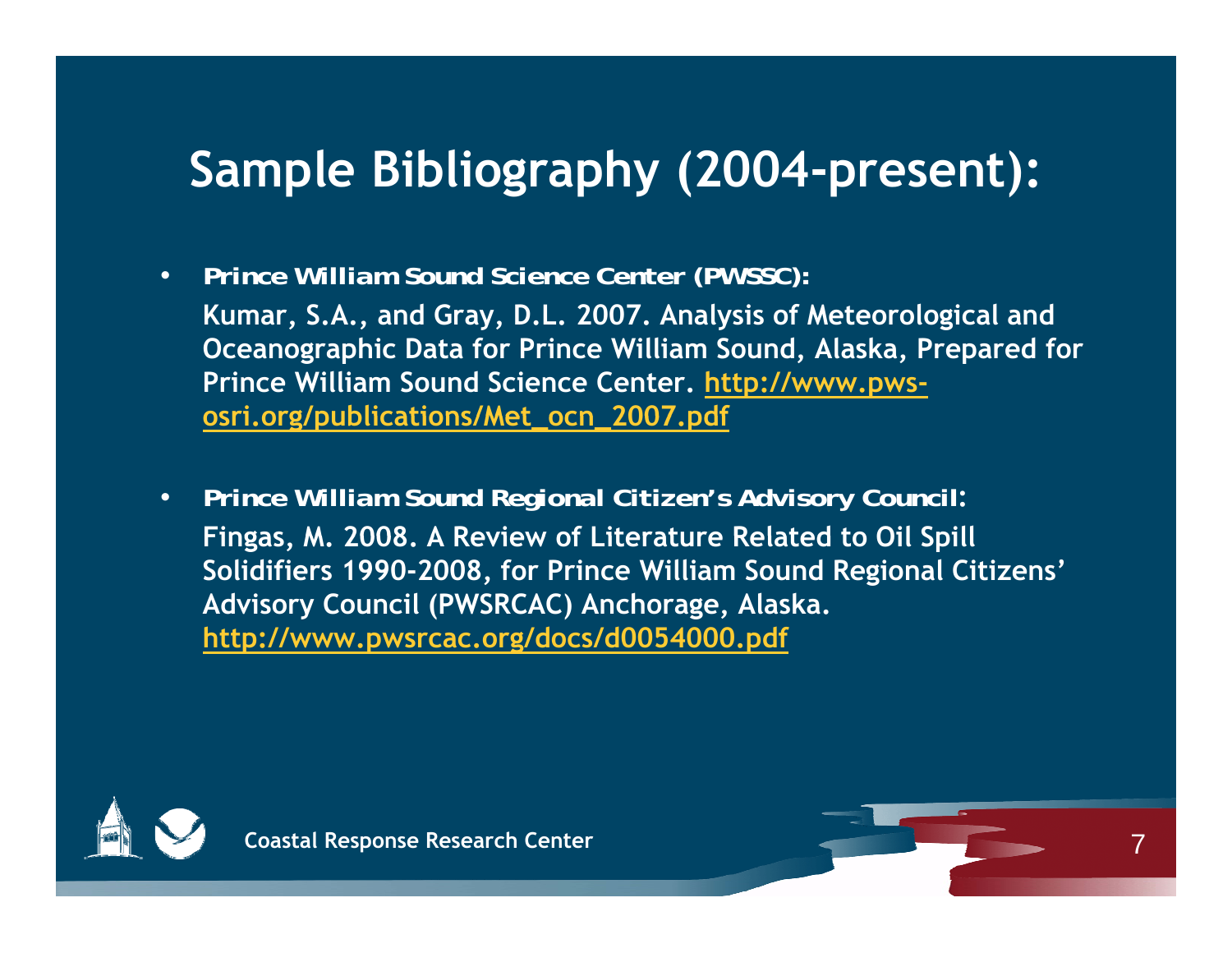# Sample Bibliography (2004-present):

- ***Prince William Sound Science Center (PWSSC):***

  **Kumar, S.A., and Gray, D.L. 2007. Analysis of Meteorological and Oceanographic Data for Prince William Sound, Alaska, Prepared for Prince William Sound Science Center. http://www.pws-osri.org/publications/Met_ocn_2007.pdf**

- ***Prince William Sound Regional Citizen's Advisory Council:***

  **Fingas, M. 2008. A Review of Literature Related to Oil Spill Solidifiers 1990-2008, for Prince William Sound Regional Citizens' Advisory Council (PWSRCAC) Anchorage, Alaska. http://www.pwsrcac.org/docs/d0054000.pdf**

Coastal Response Research Center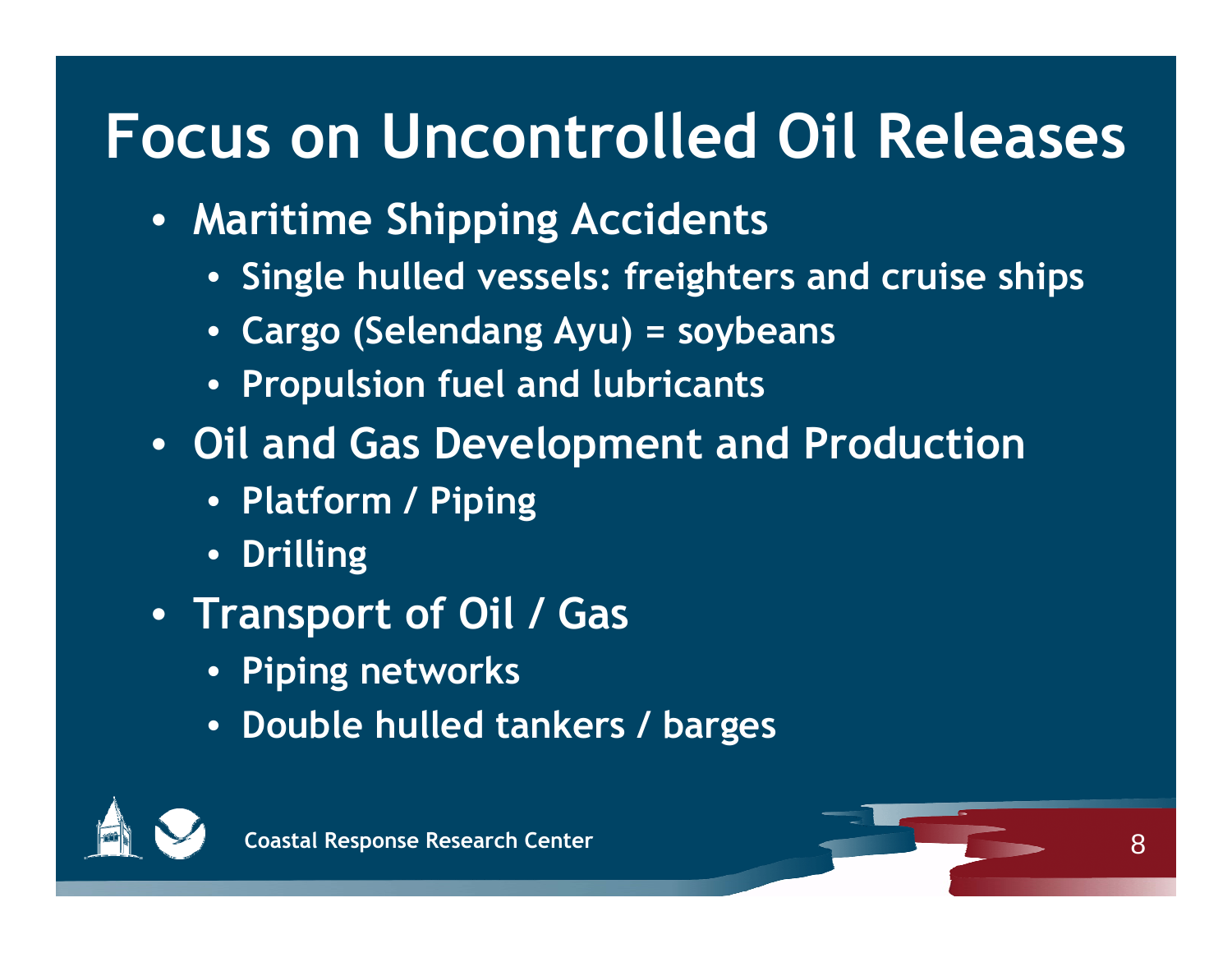# Focus on Uncontrolled Oil Releases

- Maritime Shipping Accidents
  - Single hulled vessels: freighters and cruise ships
  - Cargo (Selendang Ayu) = soybeans
  - Propulsion fuel and lubricants
- Oil and Gas Development and Production
  - Platform / Piping
  - Drilling
- Transport of Oil / Gas
  - Piping networks
  - Double hulled tankers / barges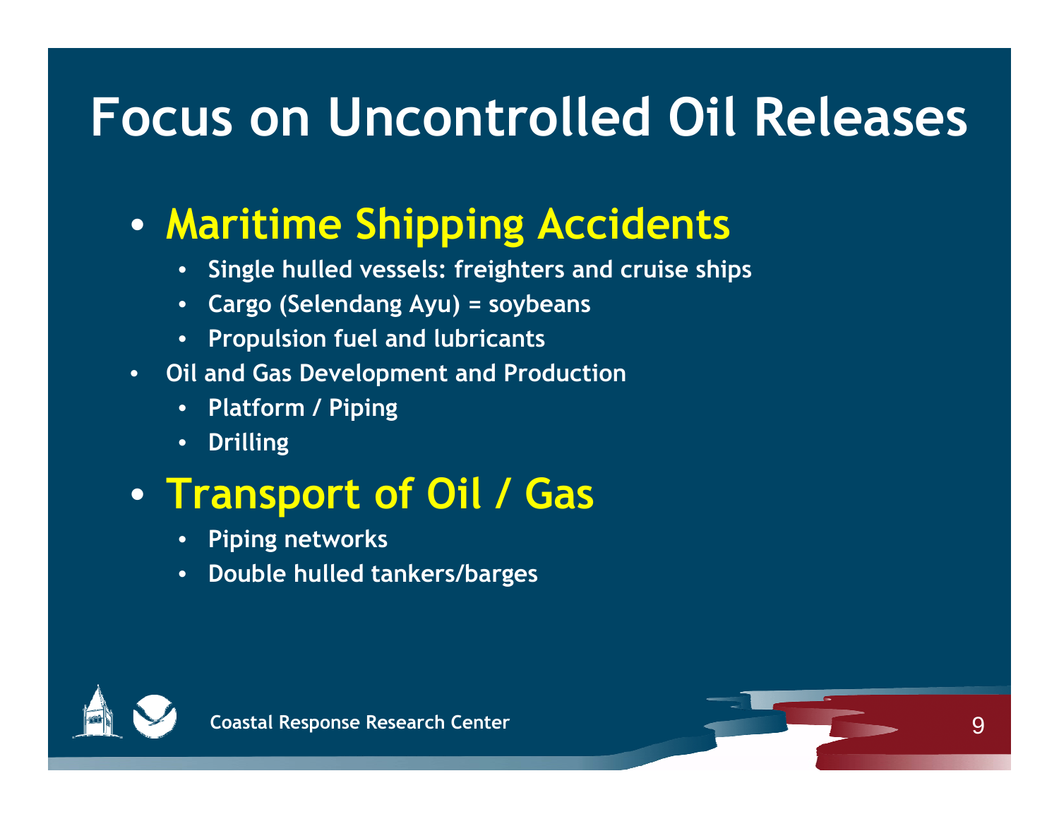# Focus on Uncontrolled Oil Releases

- **Maritime Shipping Accidents**
  - Single hulled vessels: freighters and cruise ships
  - Cargo (Selendang Ayu) = soybeans
  - Propulsion fuel and lubricants
- Oil and Gas Development and Production
  - Platform / Piping
  - Drilling
- **Transport of Oil / Gas**
  - Piping networks
  - Double hulled tankers/barges

Coastal Response Research Center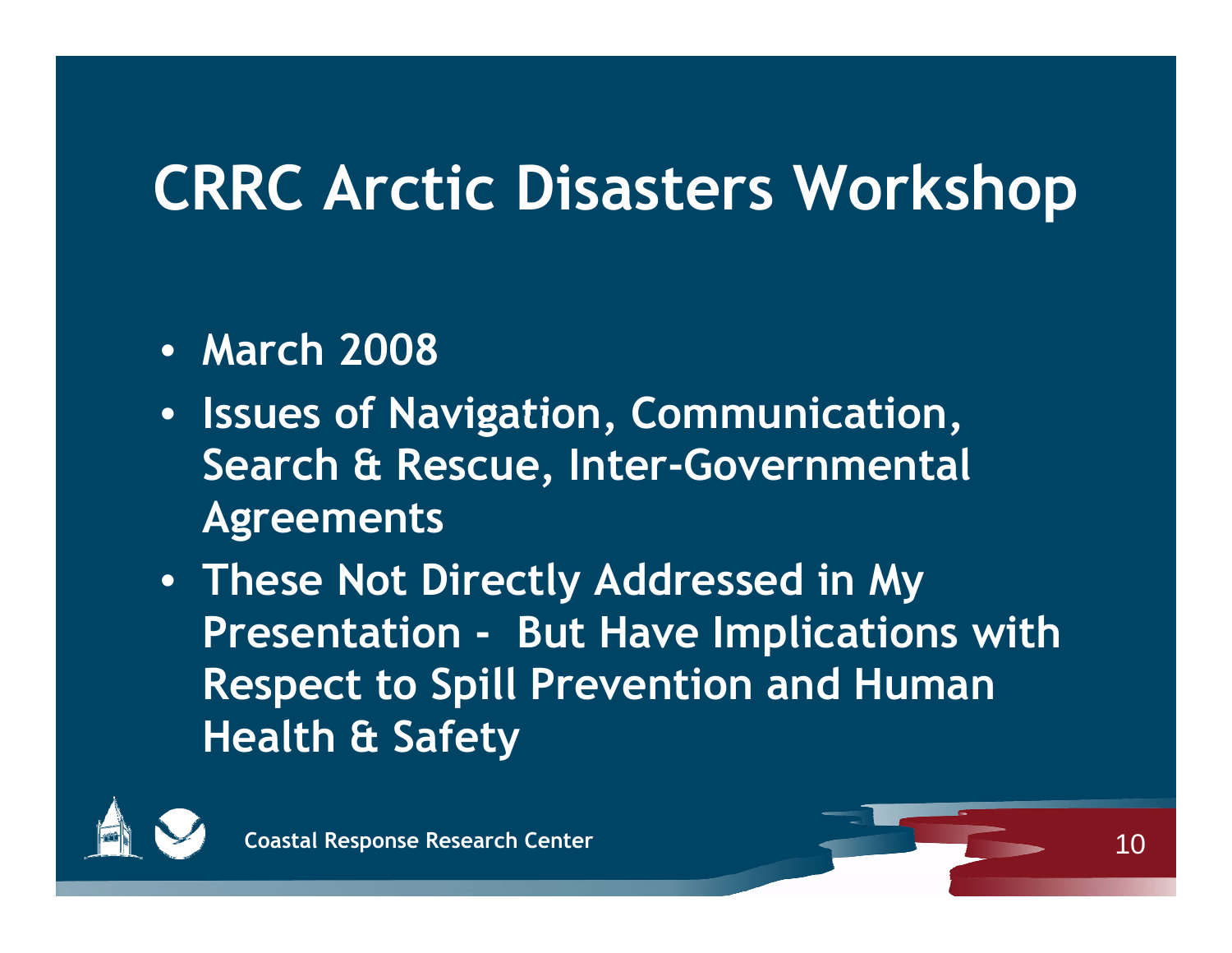# CRRC Arctic Disasters Workshop

- March 2008
- Issues of Navigation, Communication, Search & Rescue, Inter-Governmental Agreements
- These Not Directly Addressed in My Presentation - But Have Implications with Respect to Spill Prevention and Human Health & Safety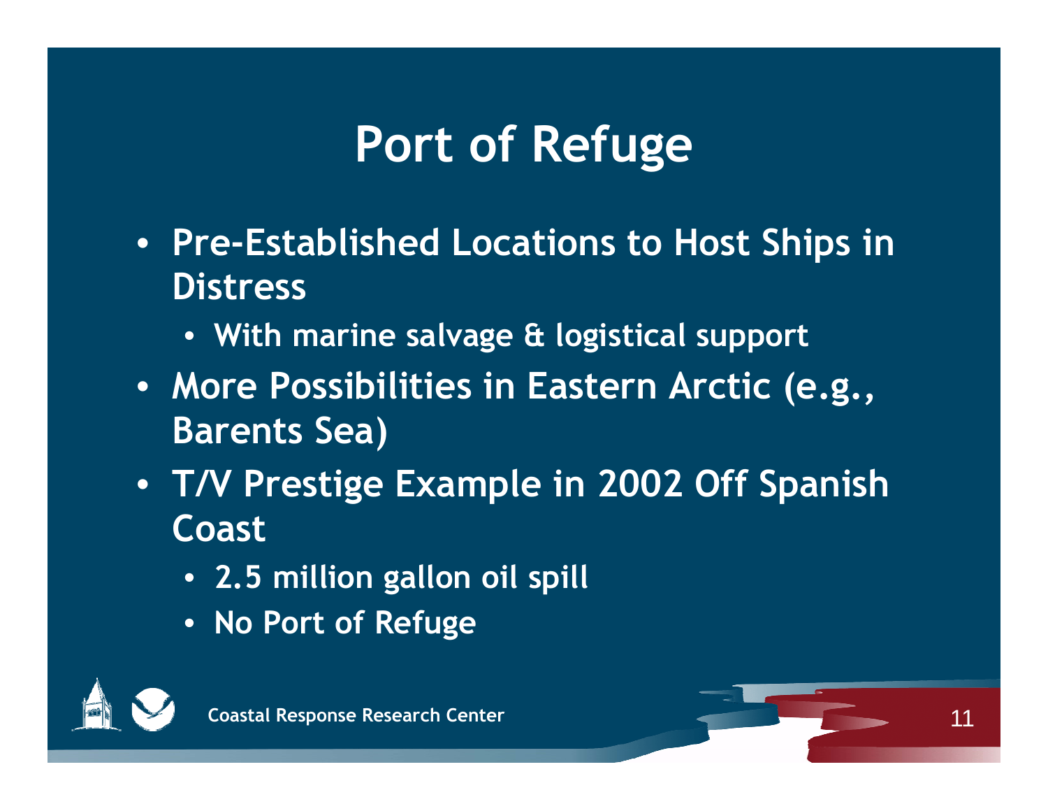# Port of Refuge

- Pre-Established Locations to Host Ships in Distress
  - With marine salvage & logistical support
- More Possibilities in Eastern Arctic (e.g., Barents Sea)
- T/V Prestige Example in 2002 Off Spanish Coast
  - 2.5 million gallon oil spill
  - No Port of Refuge

Coastal Response Research Center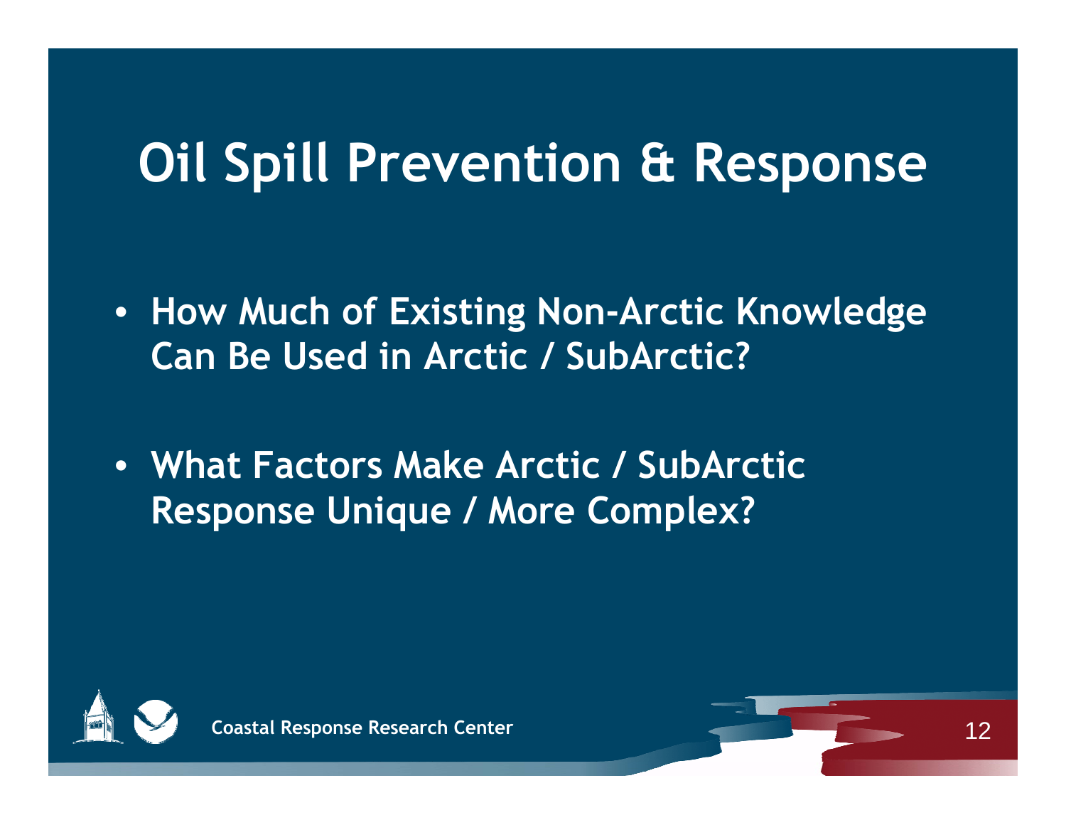# Oil Spill Prevention & Response

- **How Much of Existing Non-Arctic Knowledge Can Be Used in Arctic / SubArctic?**
- **What Factors Make Arctic / SubArctic Response Unique / More Complex?**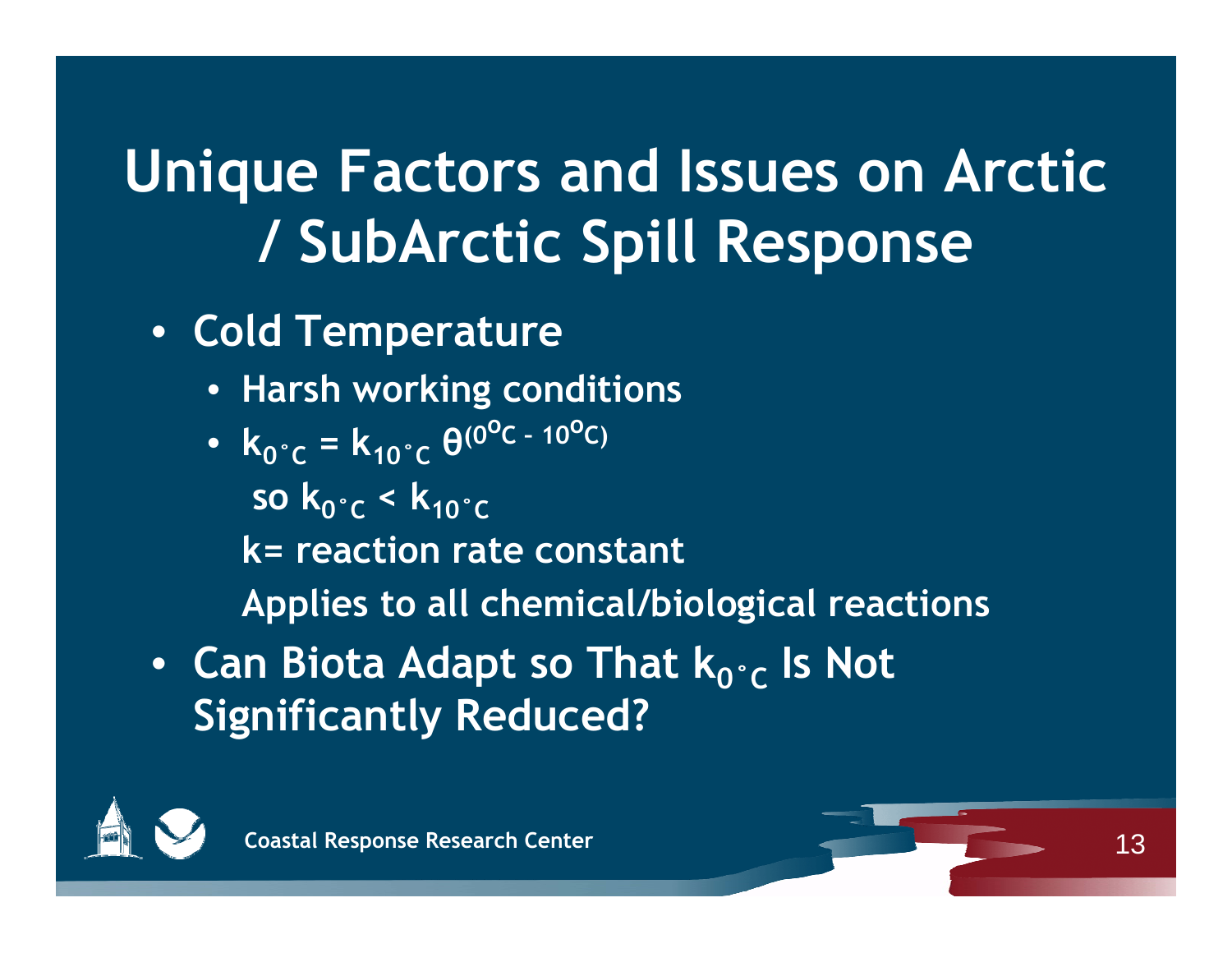# Unique Factors and Issues on Arctic / SubArctic Spill Response

- Cold Temperature
  - Harsh working conditions
  - $k_{0^\circ C} = k_{10^\circ C}\ \theta^{(0^\circ C - 10^\circ C)}$

    so $k_{0^\circ C} < k_{10^\circ C}$

    k= reaction rate constant

    Applies to all chemical/biological reactions
- Can Biota Adapt so That $k_{0^\circ C}$ Is Not Significantly Reduced?

Coastal Response Research Center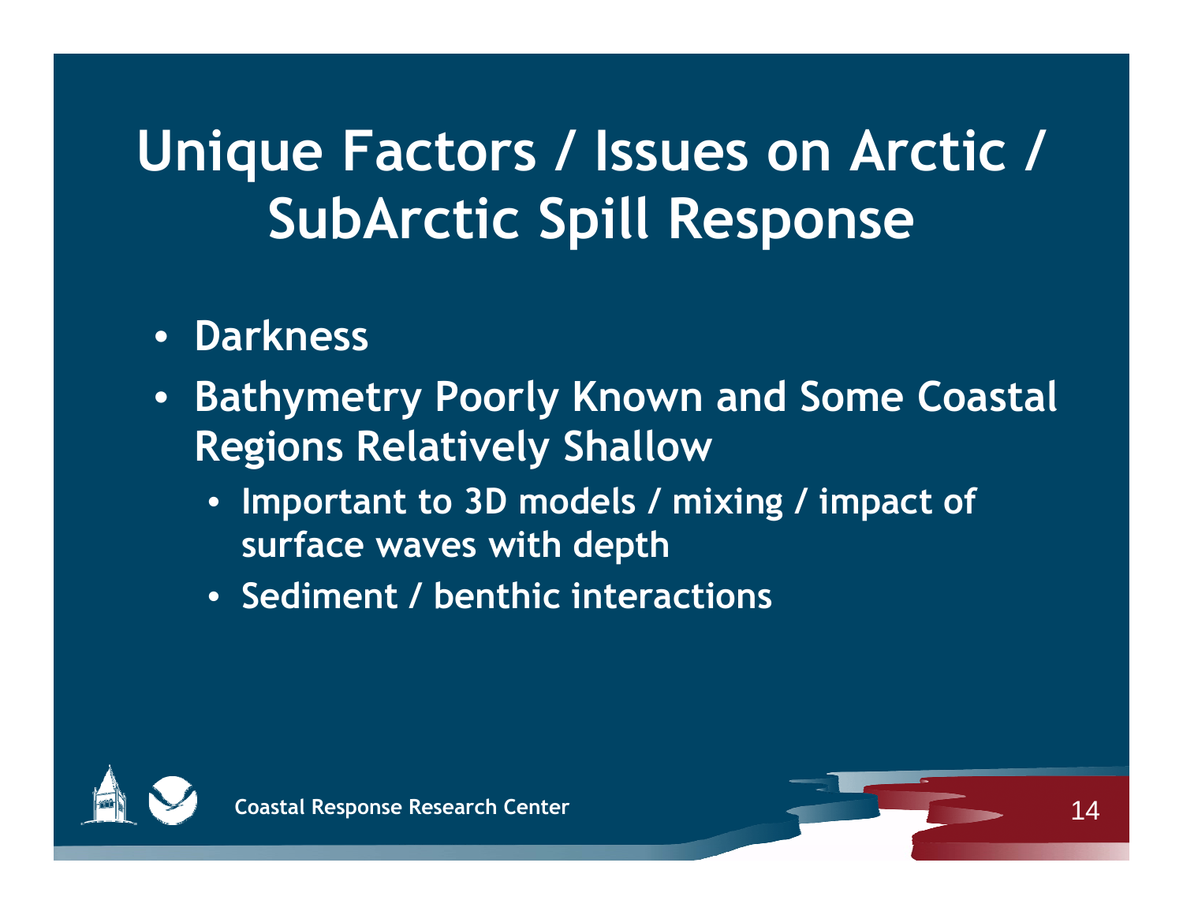# Unique Factors / Issues on Arctic / SubArctic Spill Response

- **Darkness**
- **Bathymetry Poorly Known and Some Coastal Regions Relatively Shallow**
  - **Important to 3D models / mixing / impact of surface waves with depth**
  - **Sediment / benthic interactions**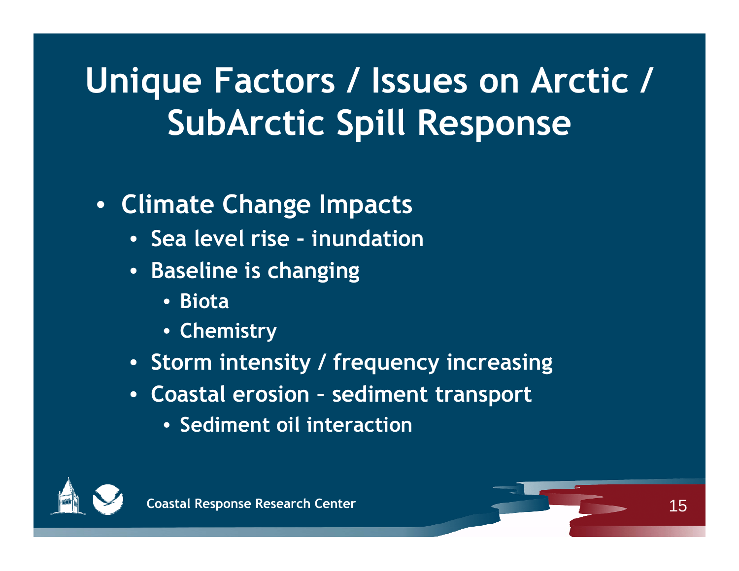# Unique Factors / Issues on Arctic / SubArctic Spill Response

- Climate Change Impacts
  - Sea level rise – inundation
  - Baseline is changing
    - Biota
    - Chemistry
  - Storm intensity / frequency increasing
  - Coastal erosion – sediment transport
    - Sediment oil interaction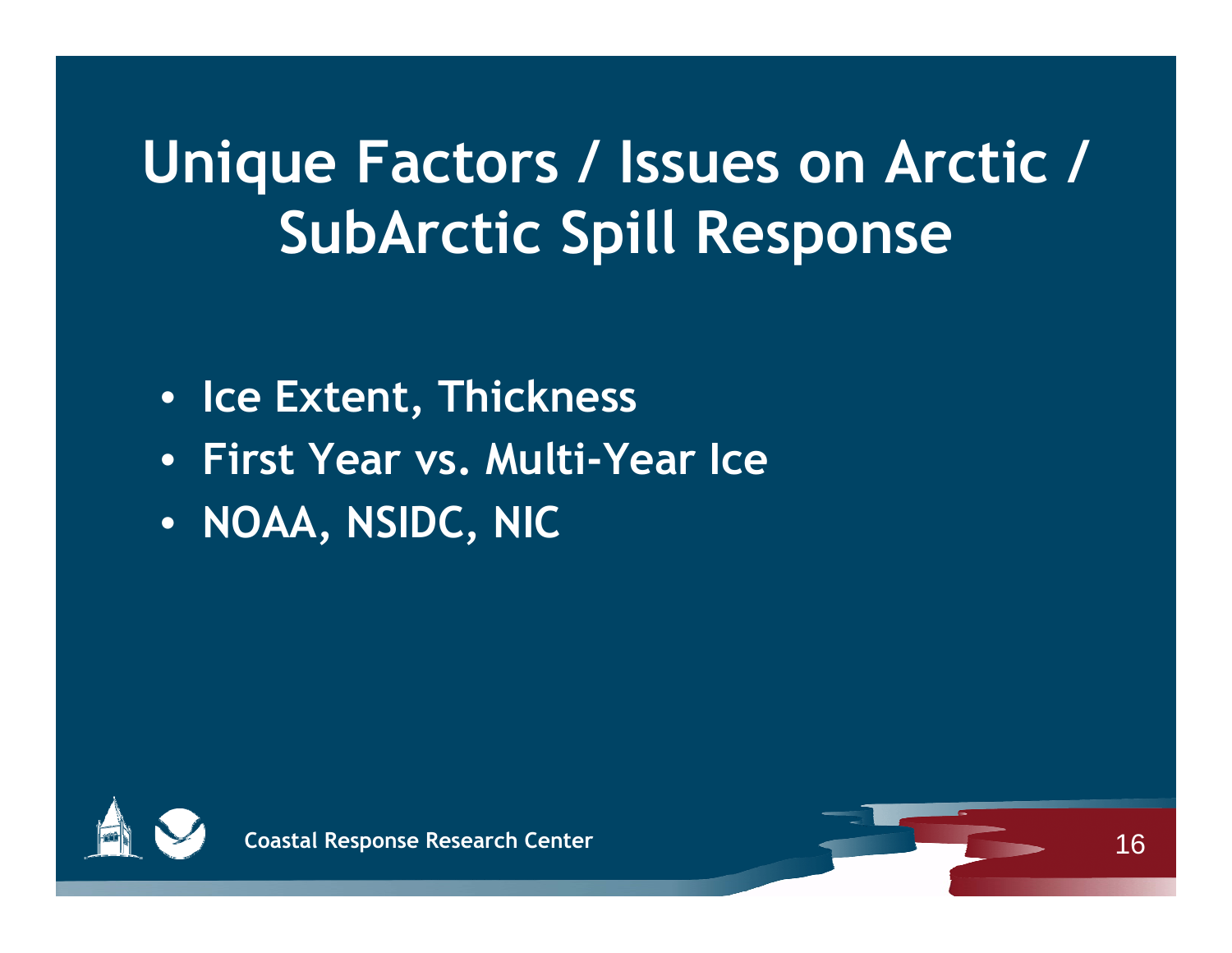# Unique Factors / Issues on Arctic / SubArctic Spill Response

- Ice Extent, Thickness
- First Year vs. Multi-Year Ice
- NOAA, NSIDC, NIC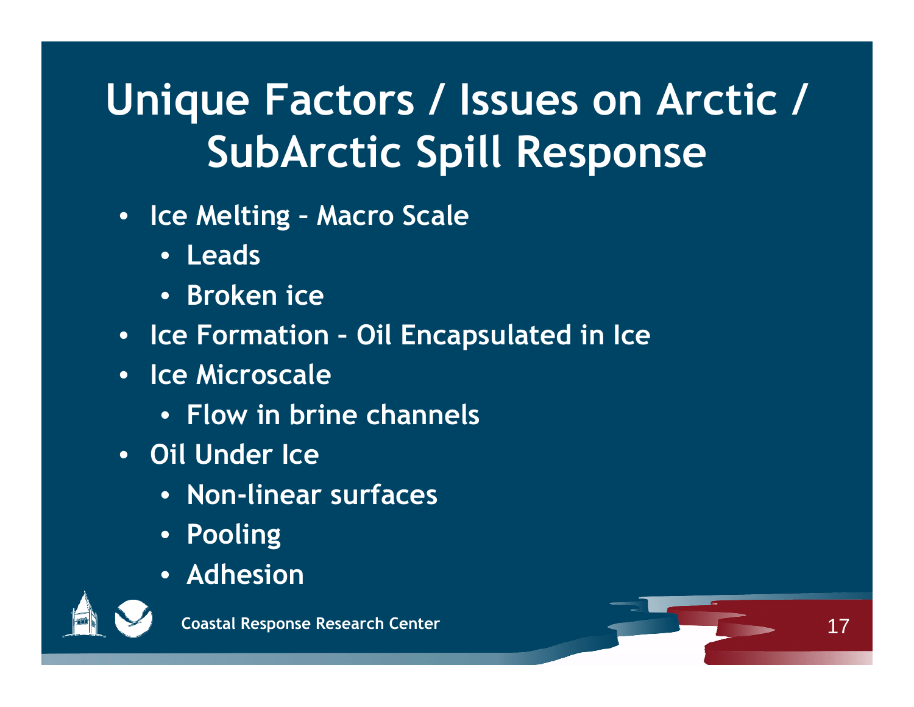# Unique Factors / Issues on Arctic / SubArctic Spill Response

- Ice Melting – Macro Scale
  - Leads
  - Broken ice
- Ice Formation – Oil Encapsulated in Ice
- Ice Microscale
  - Flow in brine channels
- Oil Under Ice
  - Non-linear surfaces
  - Pooling
  - Adhesion

Coastal Response Research Center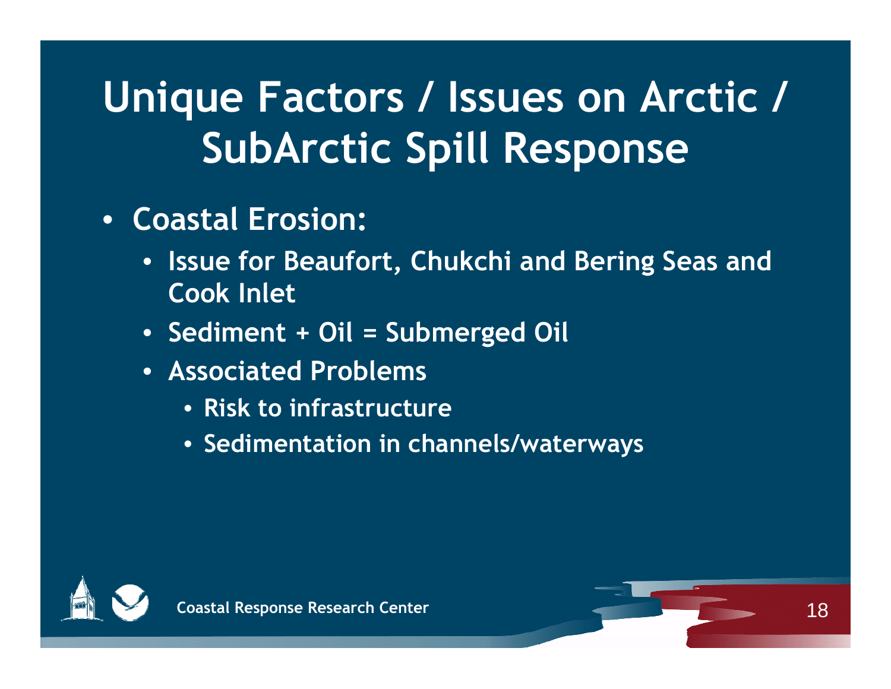# Unique Factors / Issues on Arctic / SubArctic Spill Response

- **Coastal Erosion:**
  - **Issue for Beaufort, Chukchi and Bering Seas and Cook Inlet**
  - **Sediment + Oil = Submerged Oil**
  - **Associated Problems**
    - **Risk to infrastructure**
    - **Sedimentation in channels/waterways**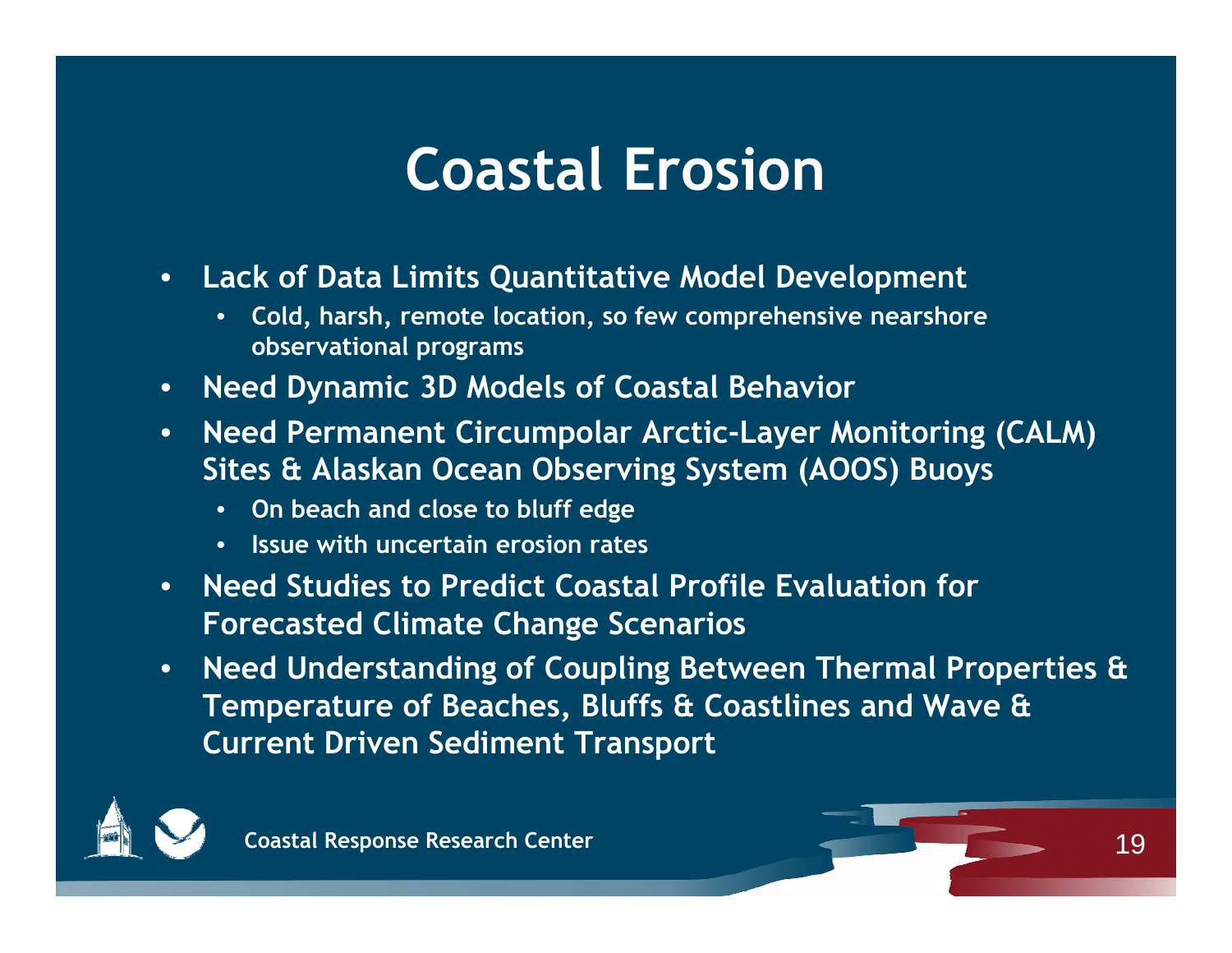# Coastal Erosion

- Lack of Data Limits Quantitative Model Development
  - Cold, harsh, remote location, so few comprehensive nearshore observational programs
- Need Dynamic 3D Models of Coastal Behavior
- Need Permanent Circumpolar Arctic-Layer Monitoring (CALM) Sites & Alaskan Ocean Observing System (AOOS) Buoys
  - On beach and close to bluff edge
  - Issue with uncertain erosion rates
- Need Studies to Predict Coastal Profile Evaluation for Forecasted Climate Change Scenarios
- Need Understanding of Coupling Between Thermal Properties & Temperature of Beaches, Bluffs & Coastlines and Wave & Current Driven Sediment Transport

Coastal Response Research Center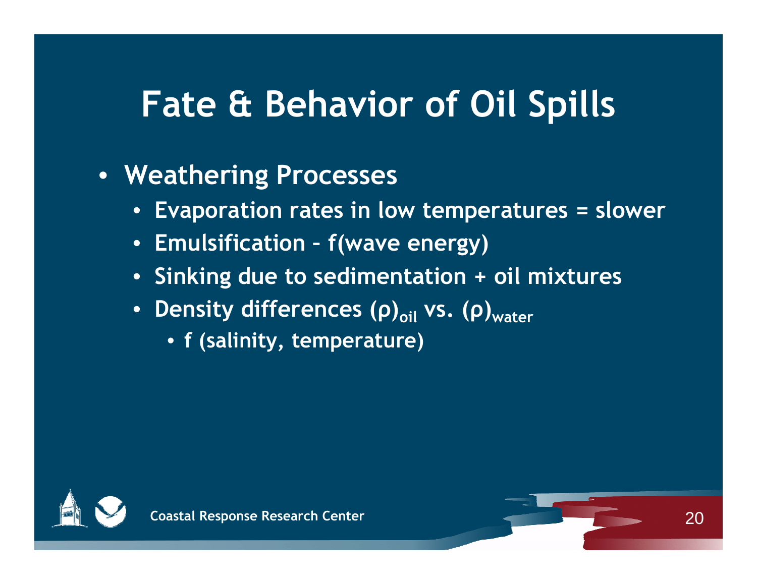# Fate & Behavior of Oil Spills

- **Weathering Processes**
  - **Evaporation rates in low temperatures = slower**
  - **Emulsification – f(wave energy)**
  - **Sinking due to sedimentation + oil mixtures**
  - **Density differences $(\rho)_{oil}$ vs. $(\rho)_{water}$**
    - **f (salinity, temperature)**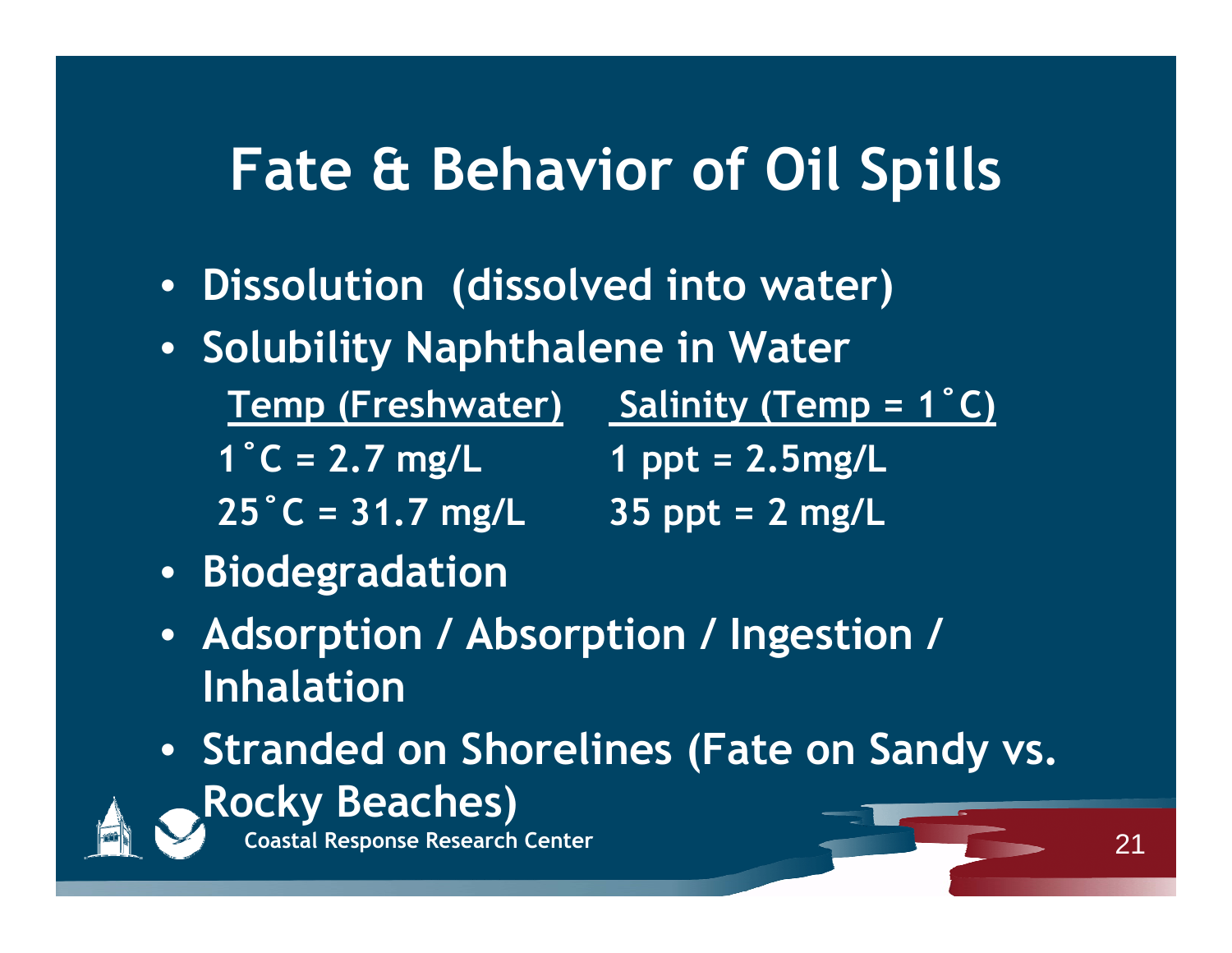# Fate & Behavior of Oil Spills

- **Dissolution (dissolved into water)**
- **Solubility Naphthalene in Water**

| Temp (Freshwater) | Salinity (Temp = 1˚C) |
|---|---|
| 1˚C = 2.7 mg/L | 1 ppt = 2.5mg/L |
| 25˚C = 31.7 mg/L | 35 ppt = 2 mg/L |

- **Biodegradation**
- **Adsorption / Absorption / Ingestion / Inhalation**
- **Stranded on Shorelines (Fate on Sandy vs. Rocky Beaches)**

Coastal Response Research Center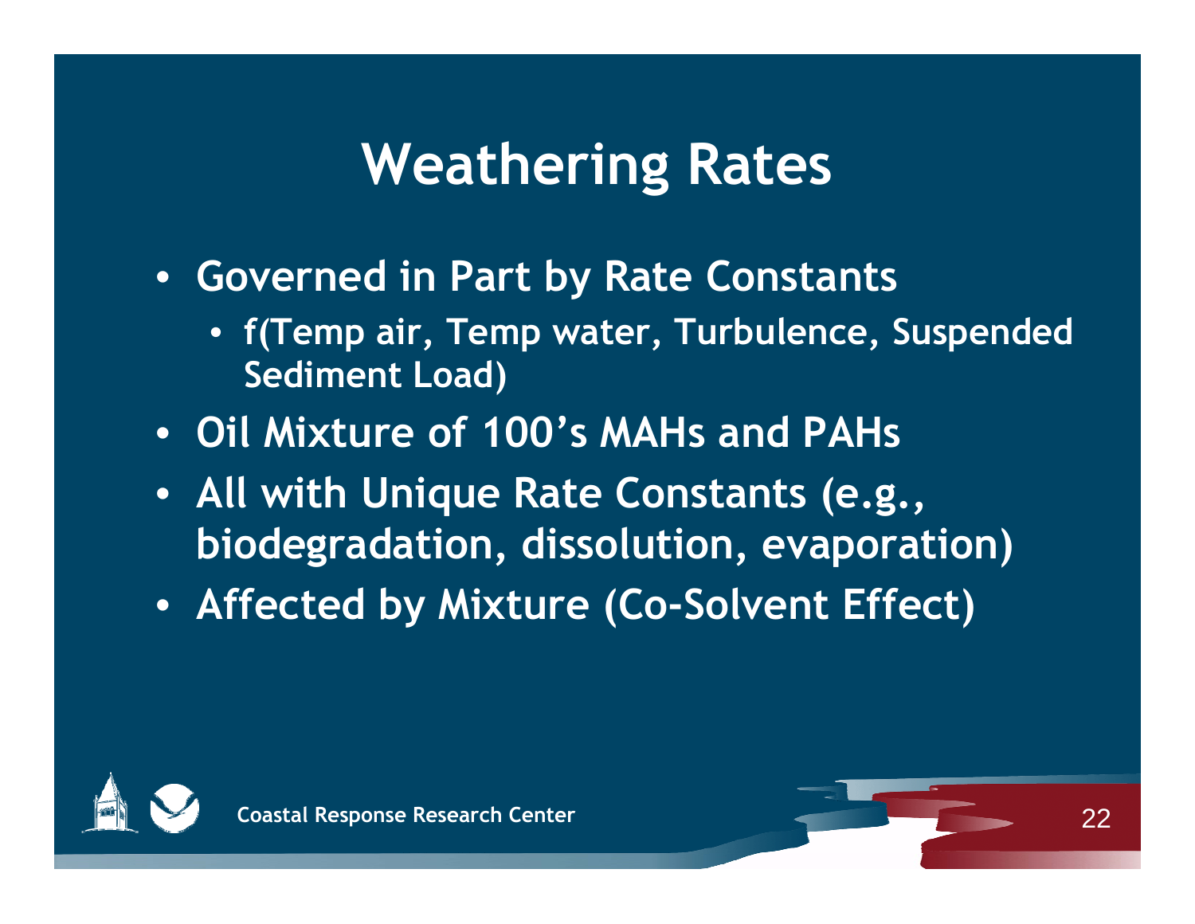# Weathering Rates

- Governed in Part by Rate Constants
  - f(Temp air, Temp water, Turbulence, Suspended Sediment Load)
- Oil Mixture of 100's MAHs and PAHs
- All with Unique Rate Constants (e.g., biodegradation, dissolution, evaporation)
- Affected by Mixture (Co-Solvent Effect)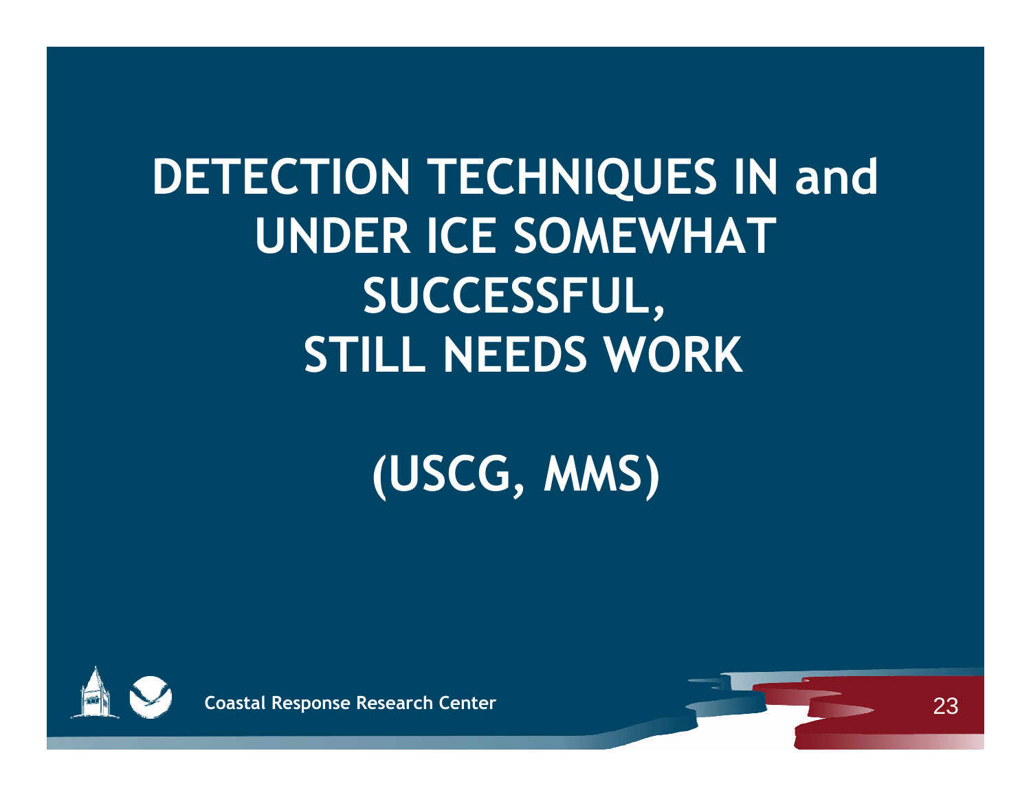# DETECTION TECHNIQUES IN and UNDER ICE SOMEWHAT SUCCESSFUL, STILL NEEDS WORK

# (USCG, MMS)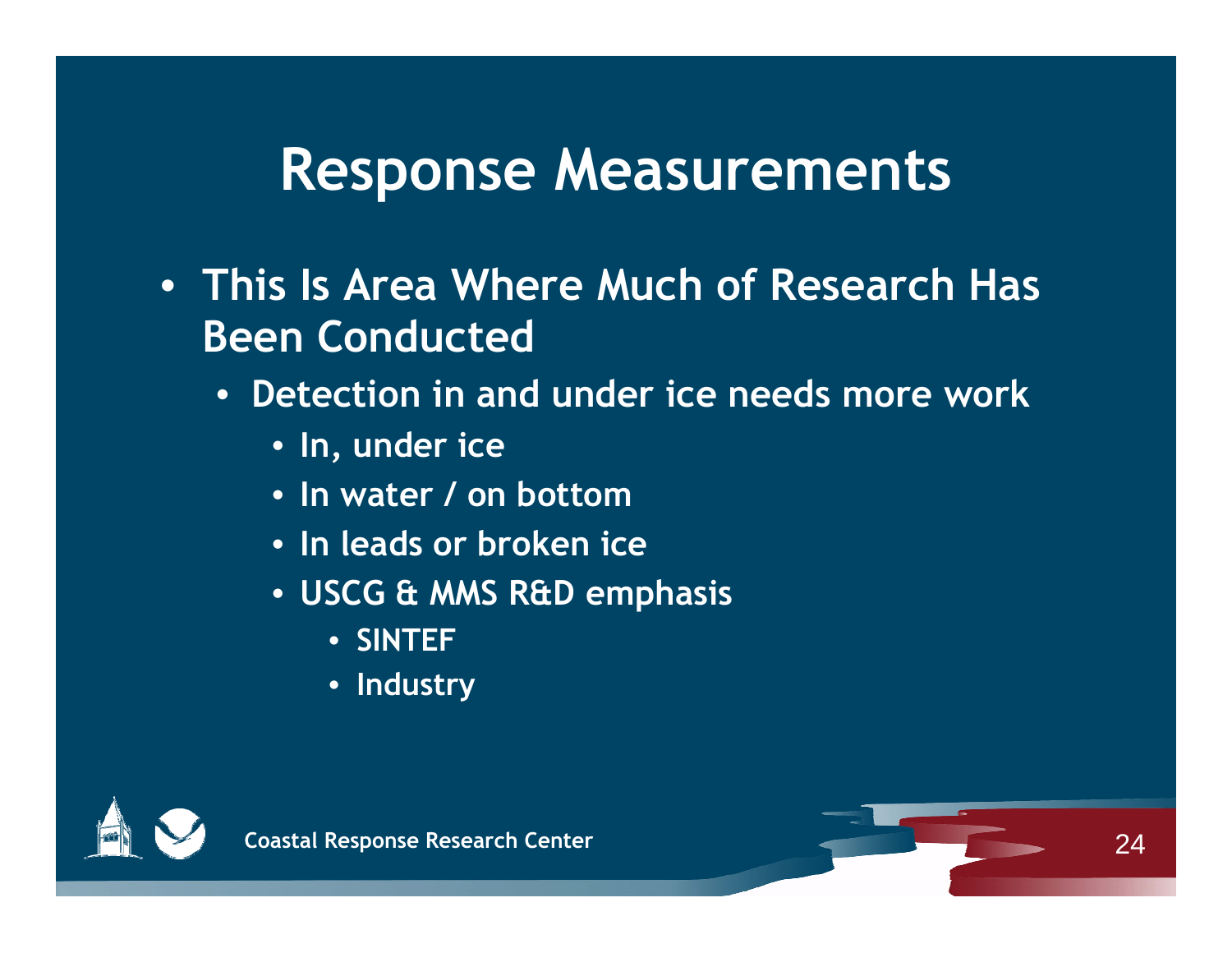# Response Measurements

- **This Is Area Where Much of Research Has Been Conducted**
  - **Detection in and under ice needs more work**
    - **In, under ice**
    - **In water / on bottom**
    - **In leads or broken ice**
    - **USCG & MMS R&D emphasis**
      - **SINTEF**
      - **Industry**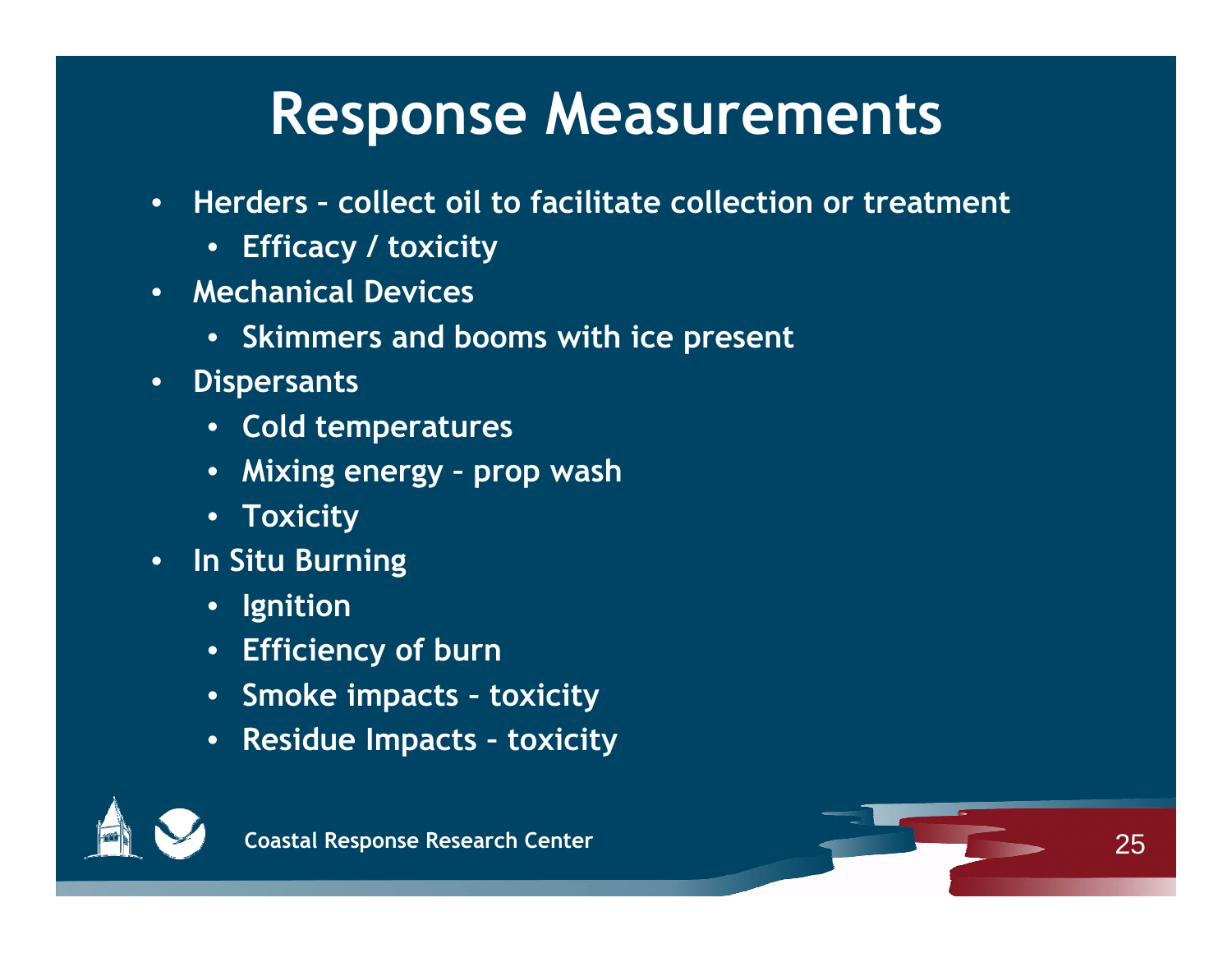# Response Measurements

- Herders – collect oil to facilitate collection or treatment
  - Efficacy / toxicity
- Mechanical Devices
  - Skimmers and booms with ice present
- Dispersants
  - Cold temperatures
  - Mixing energy – prop wash
  - Toxicity
- In Situ Burning
  - Ignition
  - Efficiency of burn
  - Smoke impacts – toxicity
  - Residue Impacts – toxicity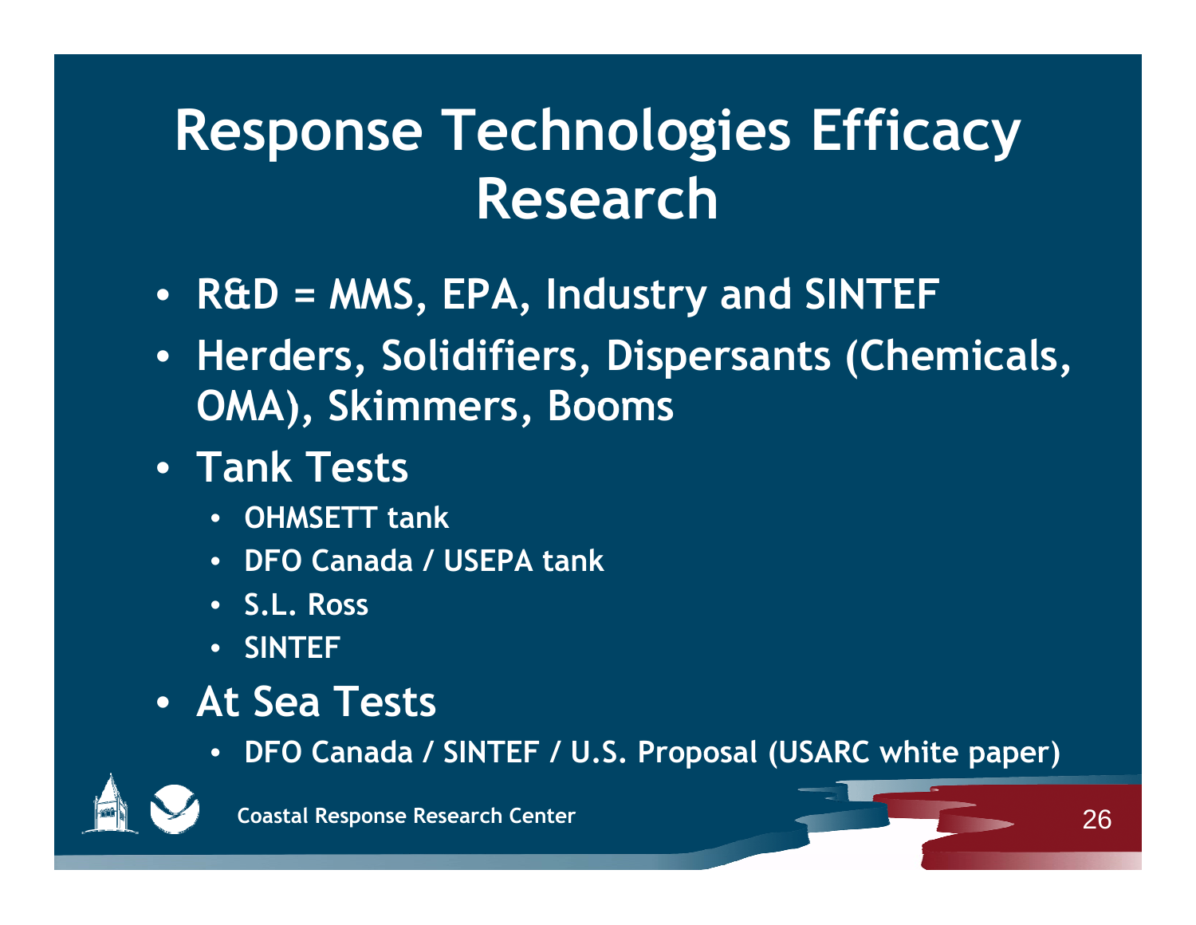# Response Technologies Efficacy Research

- R&D = MMS, EPA, Industry and SINTEF
- Herders, Solidifiers, Dispersants (Chemicals, OMA), Skimmers, Booms
- Tank Tests
  - OHMSETT tank
  - DFO Canada / USEPA tank
  - S.L. Ross
  - SINTEF
- At Sea Tests
  - DFO Canada / SINTEF / U.S. Proposal (USARC white paper)

Coastal Response Research Center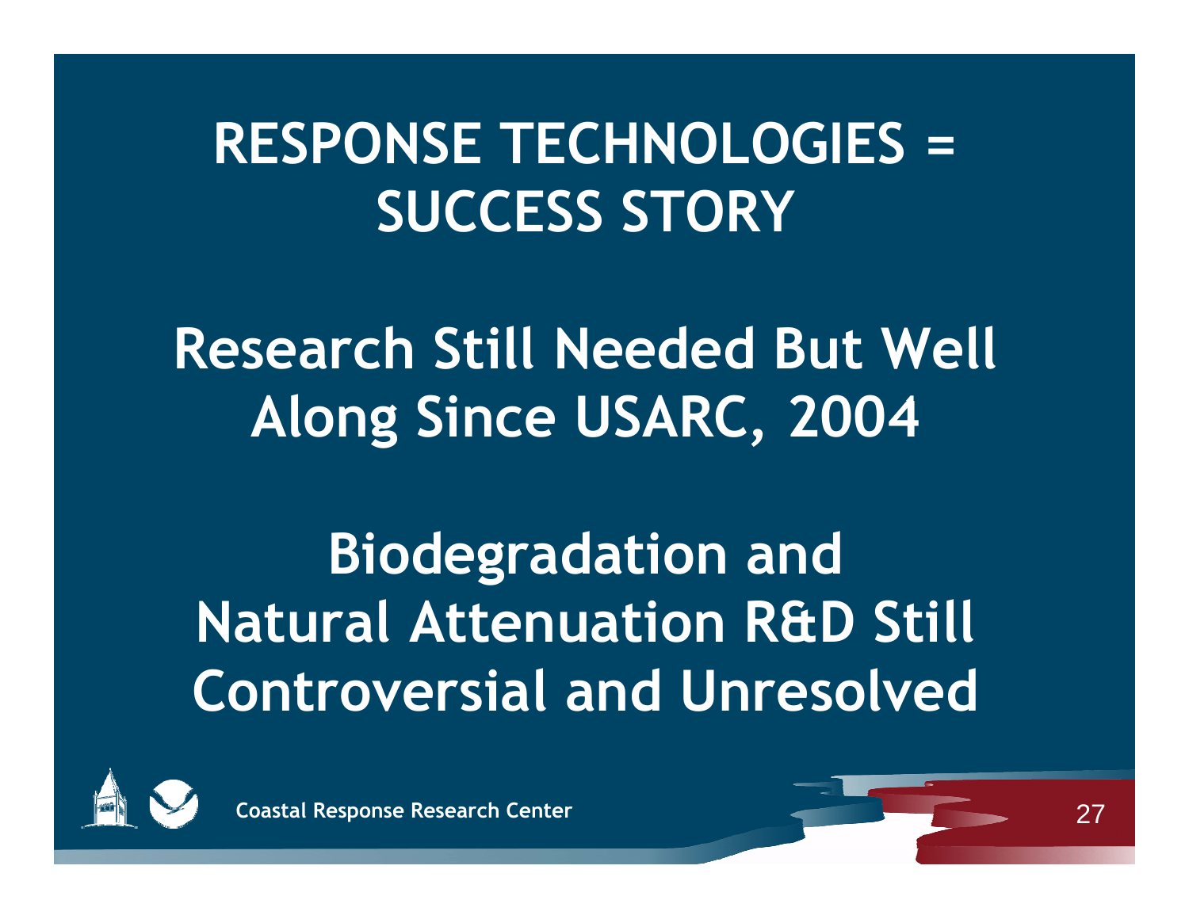# RESPONSE TECHNOLOGIES = SUCCESS STORY

## Research Still Needed But Well Along Since USARC, 2004

## Biodegradation and Natural Attenuation R&D Still Controversial and Unresolved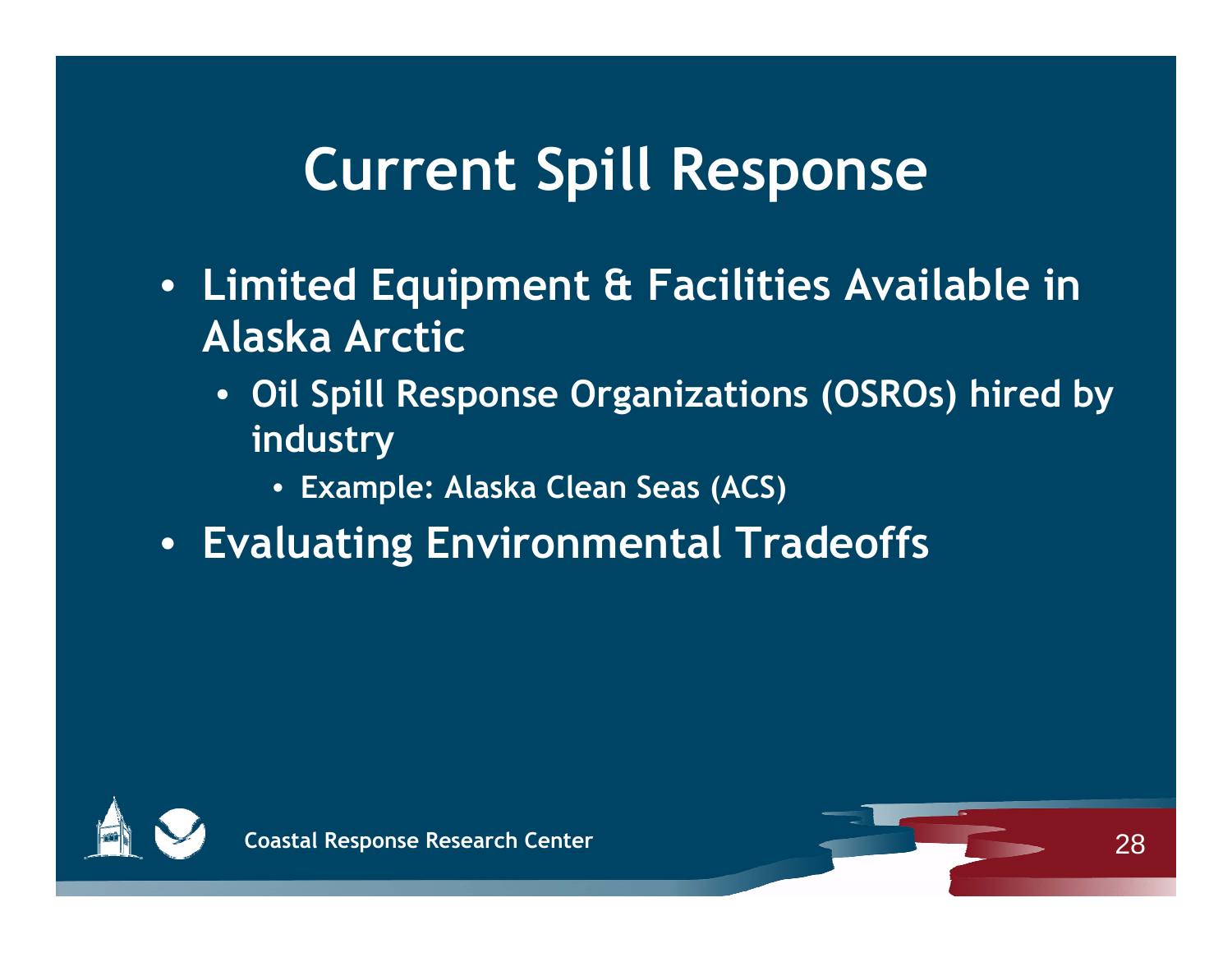# Current Spill Response

- Limited Equipment & Facilities Available in Alaska Arctic
  - Oil Spill Response Organizations (OSROs) hired by industry
    - Example: Alaska Clean Seas (ACS)
- Evaluating Environmental Tradeoffs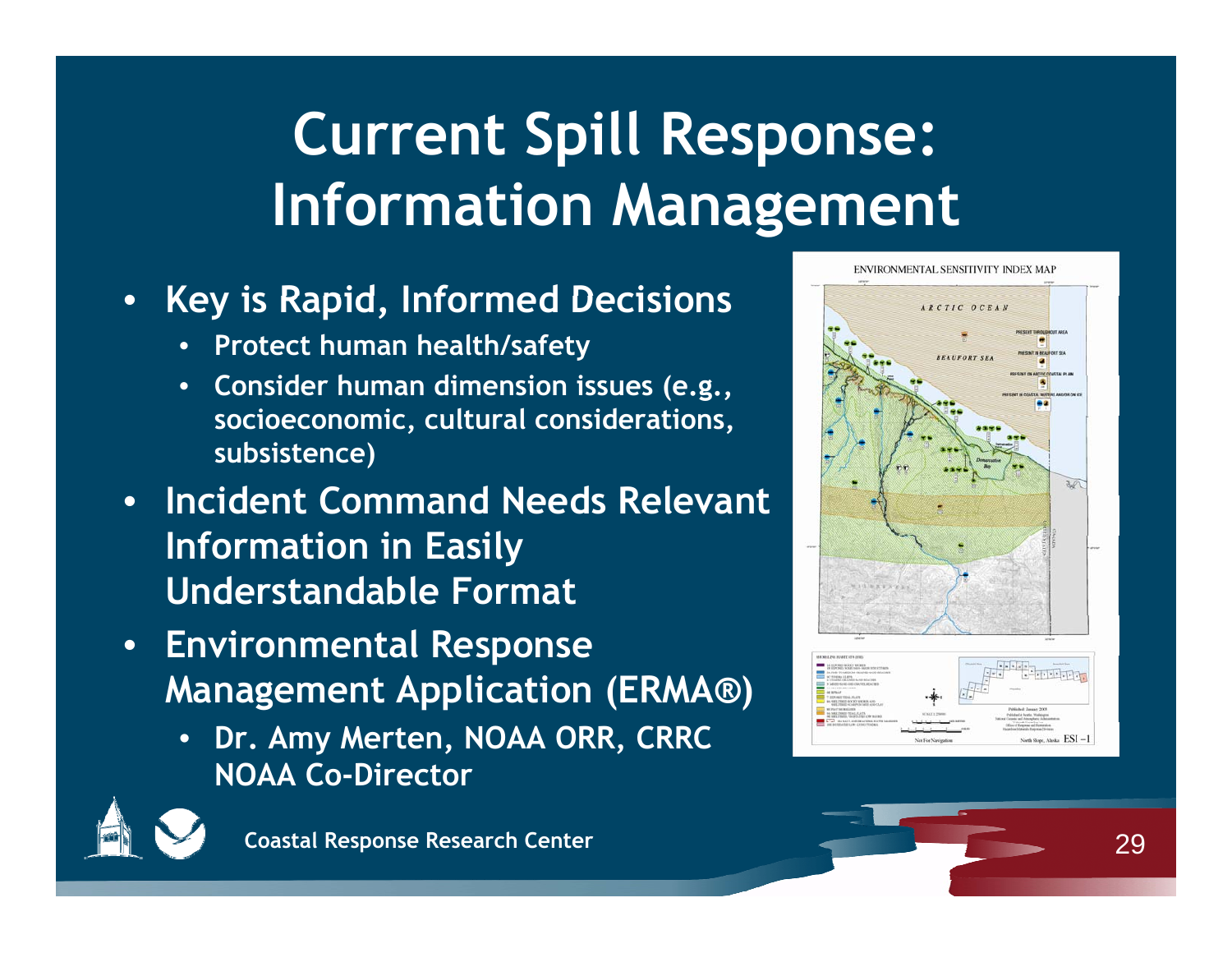# Current Spill Response: Information Management

- **Key is Rapid, Informed Decisions**
  - **Protect human health/safety**
  - **Consider human dimension issues (e.g., socioeconomic, cultural considerations, subsistence)**
- **Incident Command Needs Relevant Information in Easily Understandable Format**
- **Environmental Response Management Application (ERMA®)**
  - **Dr. Amy Merten, NOAA ORR, CRRC NOAA Co-Director**

**Coastal Response Research Center**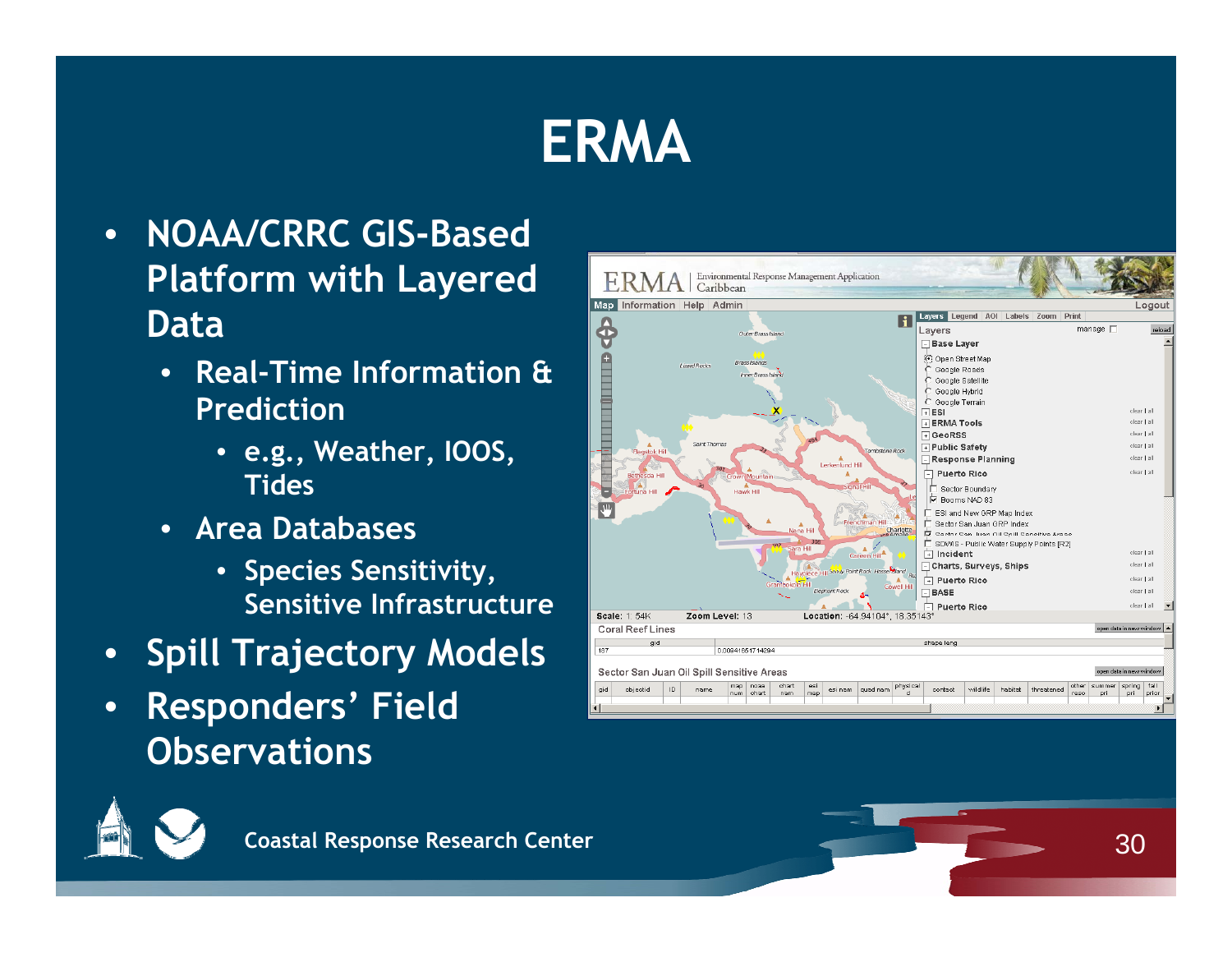# ERMA

- NOAA/CRRC GIS-Based Platform with Layered Data
  - Real-Time Information & Prediction
    - e.g., Weather, IOOS, Tides
  - Area Databases
    - Species Sensitivity, Sensitive Infrastructure
- Spill Trajectory Models
- Responders' Field Observations

Coastal Response Research Center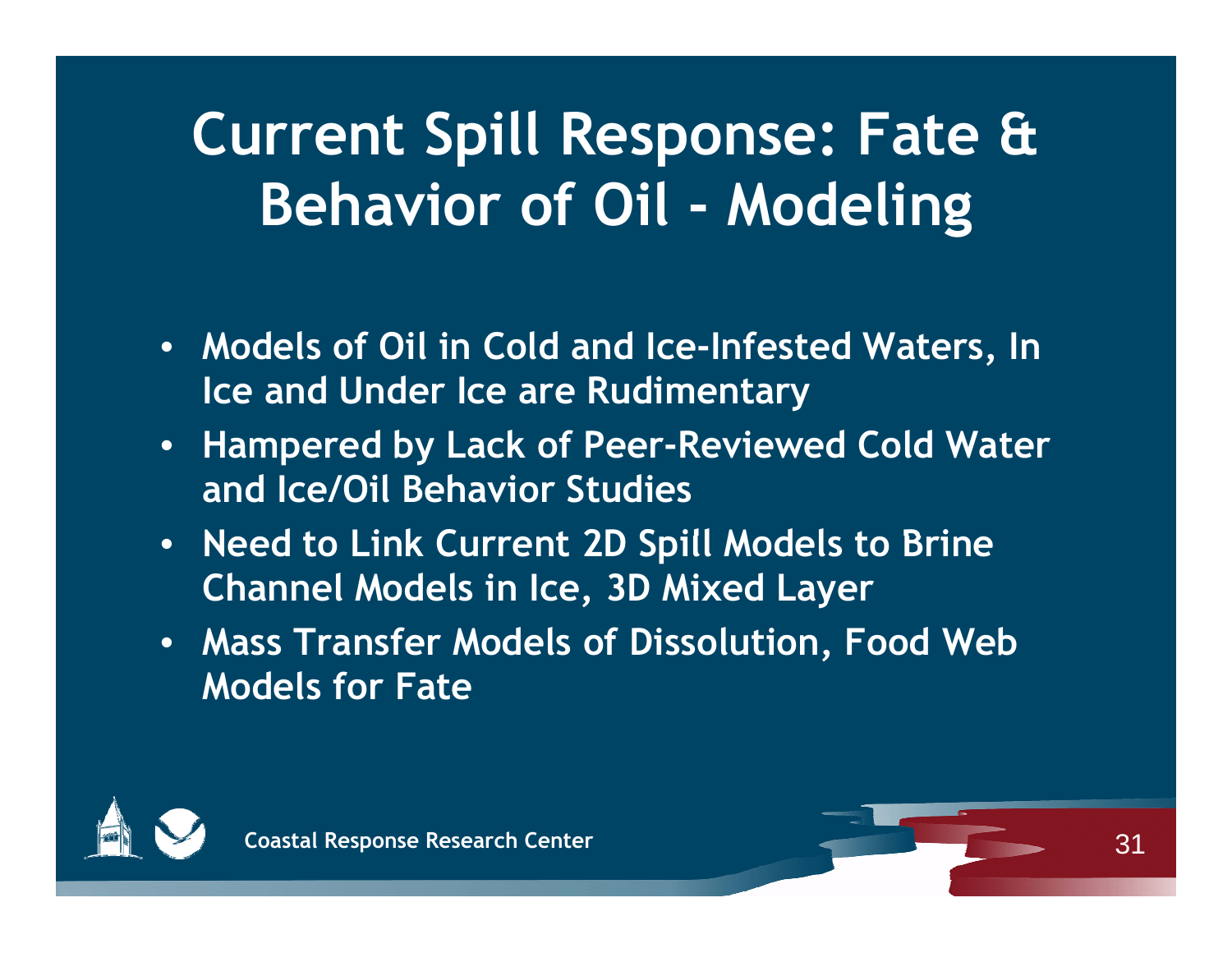# Current Spill Response: Fate & Behavior of Oil - Modeling

- **Models of Oil in Cold and Ice-Infested Waters, In Ice and Under Ice are Rudimentary**
- **Hampered by Lack of Peer-Reviewed Cold Water and Ice/Oil Behavior Studies**
- **Need to Link Current 2D Spill Models to Brine Channel Models in Ice, 3D Mixed Layer**
- **Mass Transfer Models of Dissolution, Food Web Models for Fate**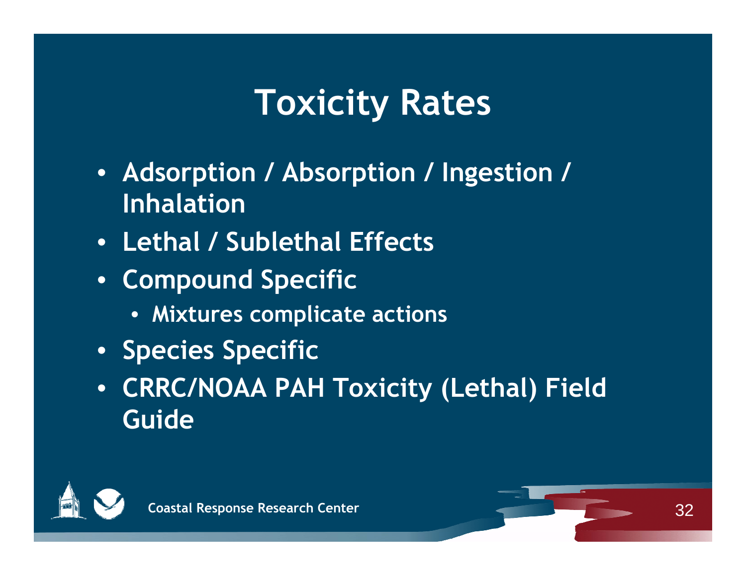# Toxicity Rates

- Adsorption / Absorption / Ingestion / Inhalation
- Lethal / Sublethal Effects
- Compound Specific
  - Mixtures complicate actions
- Species Specific
- CRRC/NOAA PAH Toxicity (Lethal) Field Guide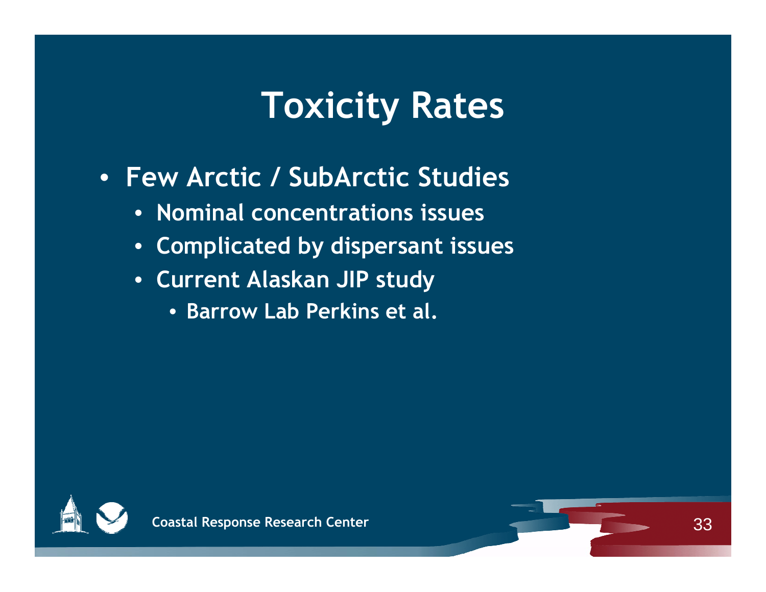# Toxicity Rates

- Few Arctic / SubArctic Studies
  - Nominal concentrations issues
  - Complicated by dispersant issues
  - Current Alaskan JIP study
    - Barrow Lab Perkins et al.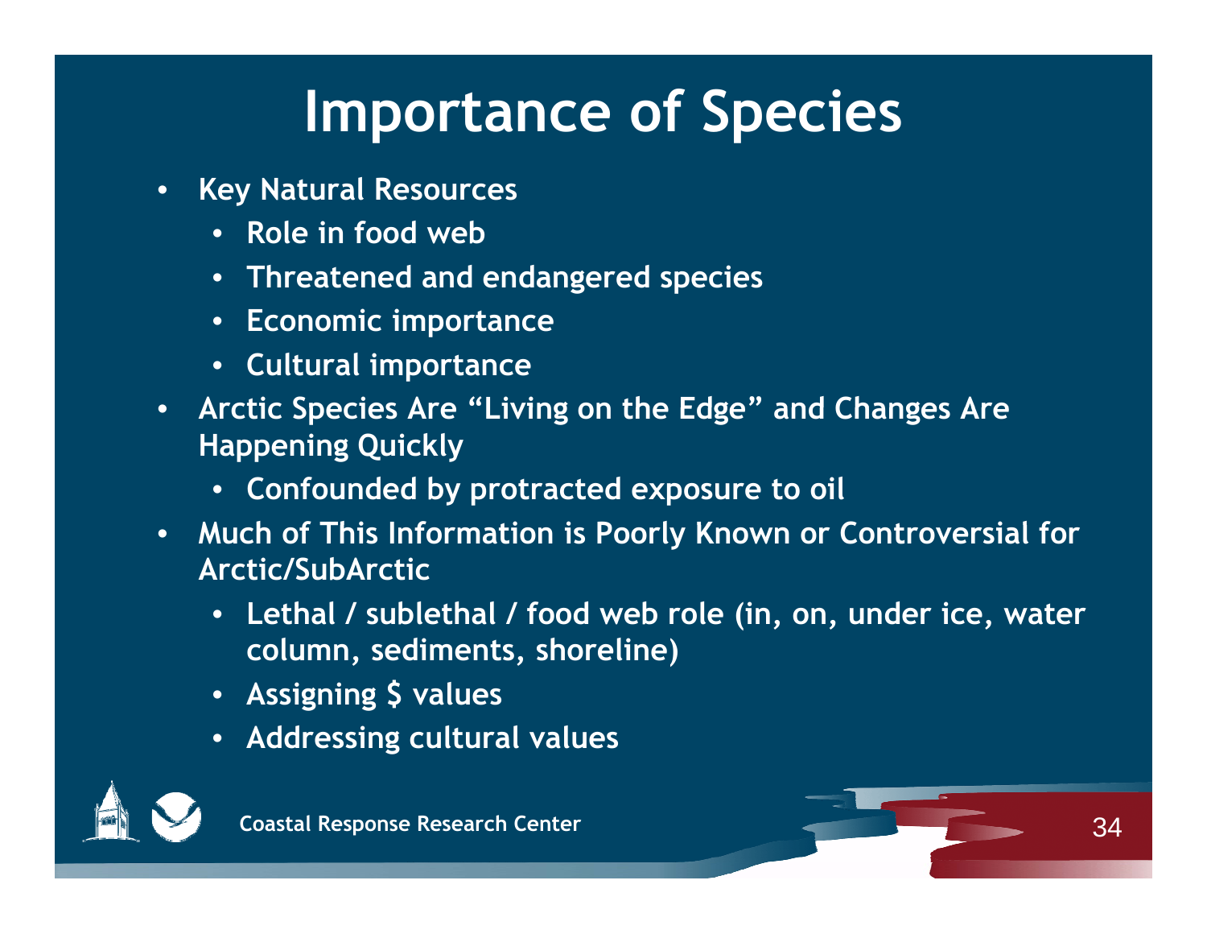# Importance of Species

- Key Natural Resources
  - Role in food web
  - Threatened and endangered species
  - Economic importance
  - Cultural importance
- Arctic Species Are "Living on the Edge" and Changes Are Happening Quickly
  - Confounded by protracted exposure to oil
- Much of This Information is Poorly Known or Controversial for Arctic/SubArctic
  - Lethal / sublethal / food web role (in, on, under ice, water column, sediments, shoreline)
  - Assigning $ values
  - Addressing cultural values

Coastal Response Research Center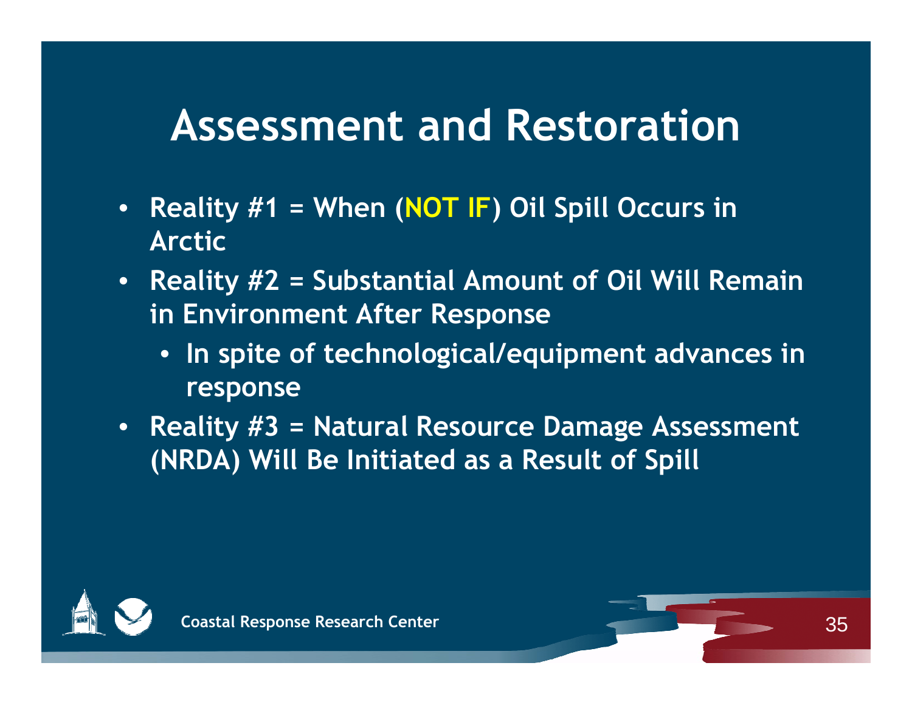# Assessment and Restoration

- Reality #1 = When (NOT IF) Oil Spill Occurs in Arctic
- Reality #2 = Substantial Amount of Oil Will Remain in Environment After Response
  - In spite of technological/equipment advances in response
- Reality #3 = Natural Resource Damage Assessment (NRDA) Will Be Initiated as a Result of Spill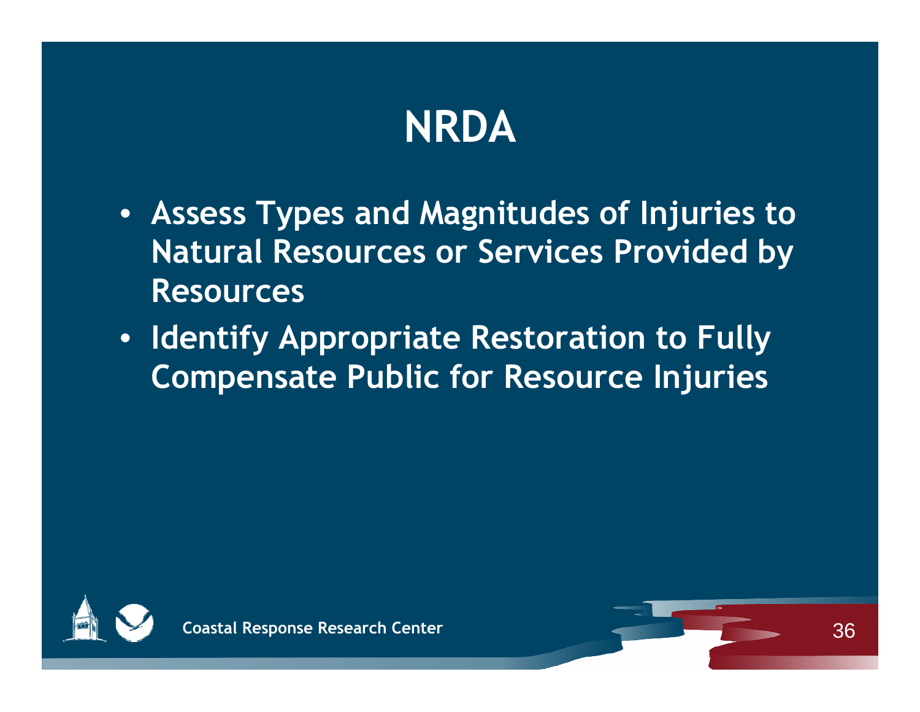# NRDA

- Assess Types and Magnitudes of Injuries to Natural Resources or Services Provided by Resources
- Identify Appropriate Restoration to Fully Compensate Public for Resource Injuries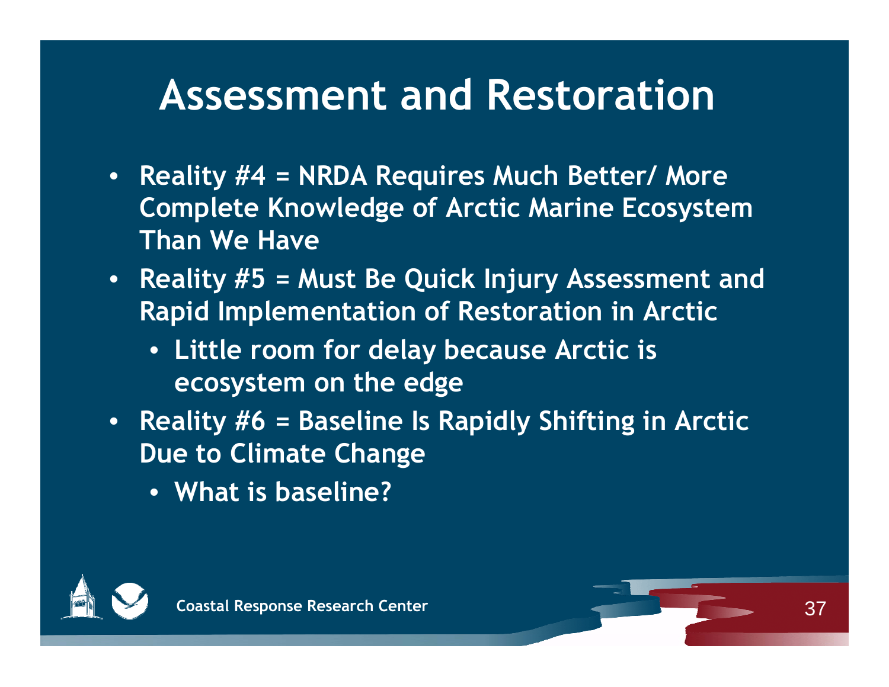# Assessment and Restoration

- Reality #4 = NRDA Requires Much Better/ More Complete Knowledge of Arctic Marine Ecosystem Than We Have
- Reality #5 = Must Be Quick Injury Assessment and Rapid Implementation of Restoration in Arctic
  - Little room for delay because Arctic is ecosystem on the edge
- Reality #6 = Baseline Is Rapidly Shifting in Arctic Due to Climate Change
  - What is baseline?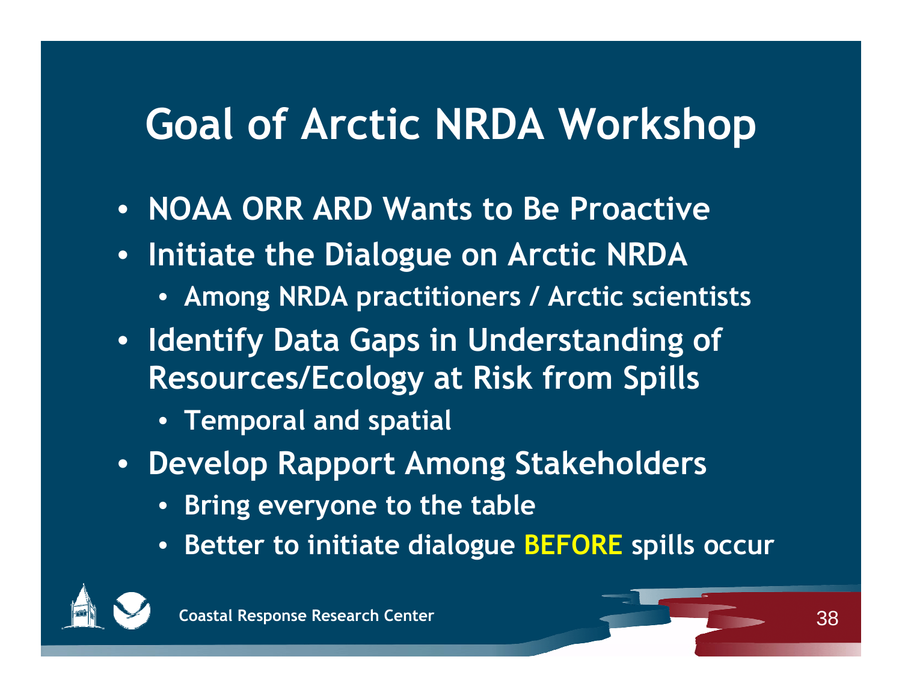# Goal of Arctic NRDA Workshop

- NOAA ORR ARD Wants to Be Proactive
- Initiate the Dialogue on Arctic NRDA
  - Among NRDA practitioners / Arctic scientists
- Identify Data Gaps in Understanding of Resources/Ecology at Risk from Spills
  - Temporal and spatial
- Develop Rapport Among Stakeholders
  - Bring everyone to the table
  - Better to initiate dialogue BEFORE spills occur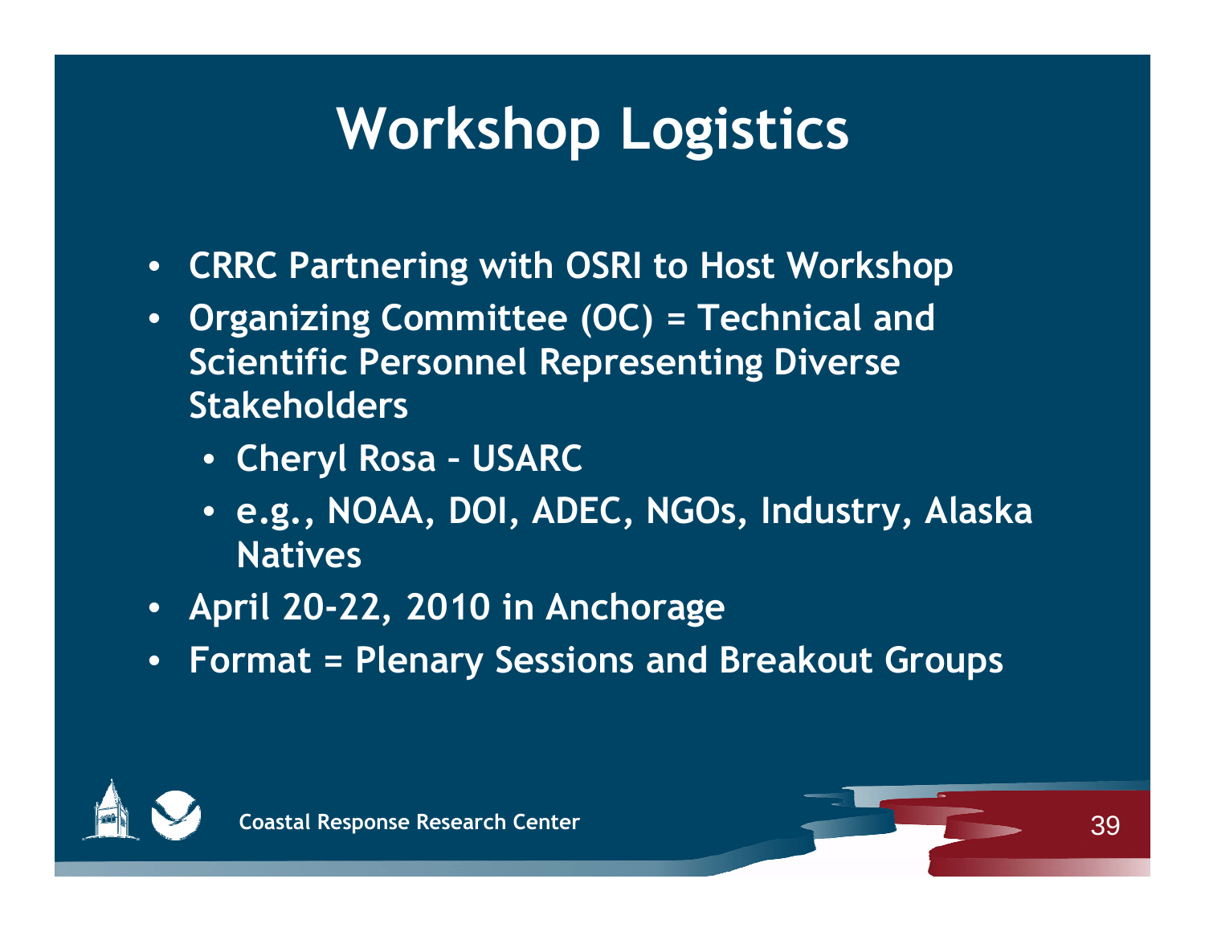# Workshop Logistics

- **CRRC Partnering with OSRI to Host Workshop**
- **Organizing Committee (OC) = Technical and Scientific Personnel Representing Diverse Stakeholders**
  - **Cheryl Rosa – USARC**
  - **e.g., NOAA, DOI, ADEC, NGOs, Industry, Alaska Natives**
- **April 20-22, 2010 in Anchorage**
- **Format = Plenary Sessions and Breakout Groups**

Coastal Response Research Center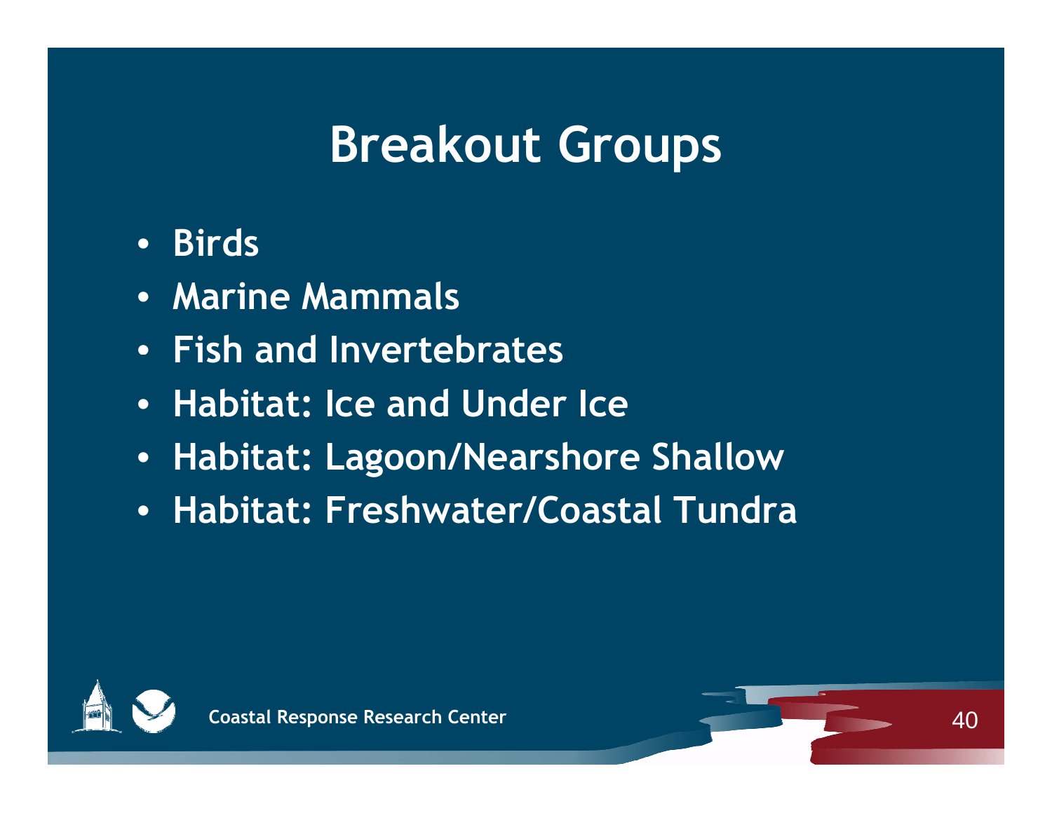# Breakout Groups

- Birds
- Marine Mammals
- Fish and Invertebrates
- Habitat: Ice and Under Ice
- Habitat: Lagoon/Nearshore Shallow
- Habitat: Freshwater/Coastal Tundra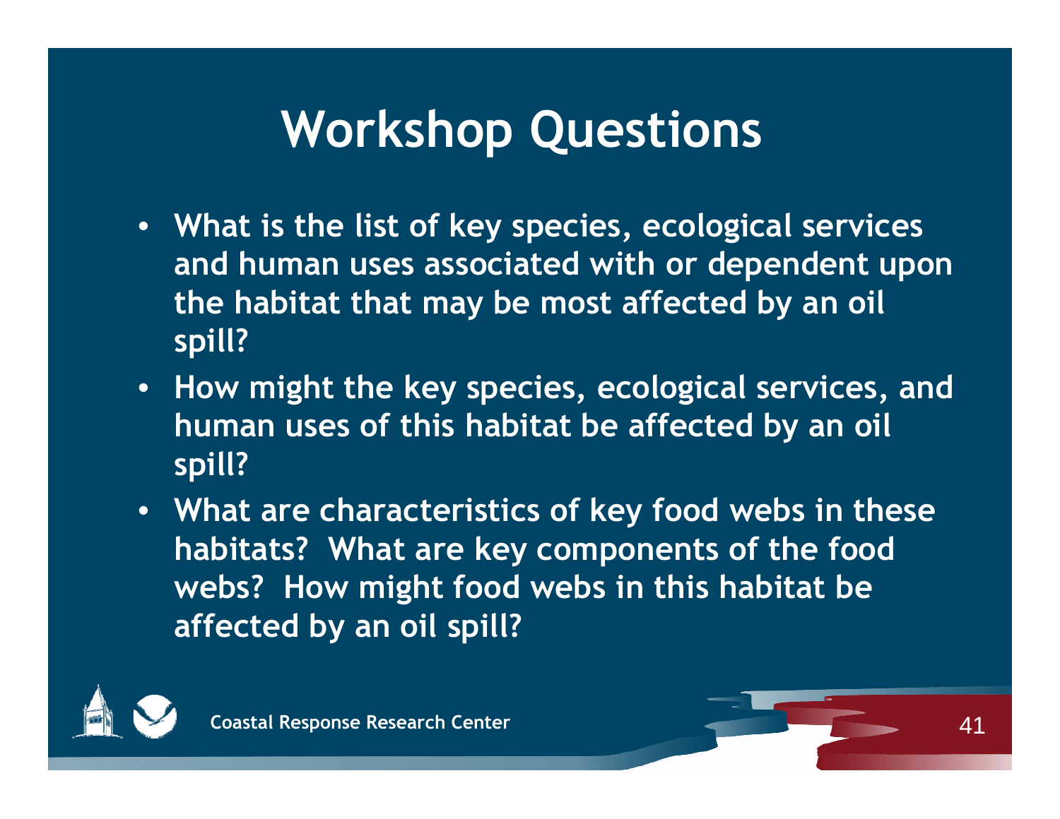# Workshop Questions

- What is the list of key species, ecological services and human uses associated with or dependent upon the habitat that may be most affected by an oil spill?
- How might the key species, ecological services, and human uses of this habitat be affected by an oil spill?
- What are characteristics of key food webs in these habitats? What are key components of the food webs? How might food webs in this habitat be affected by an oil spill?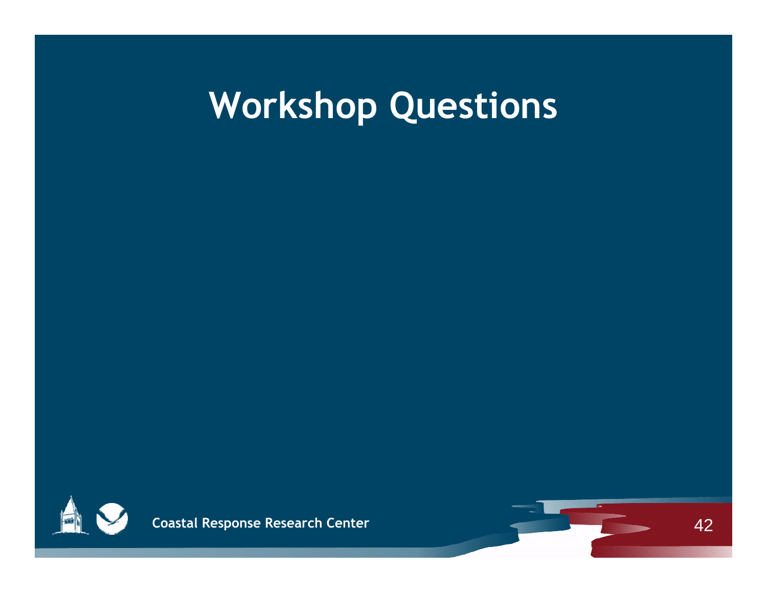# Workshop Questions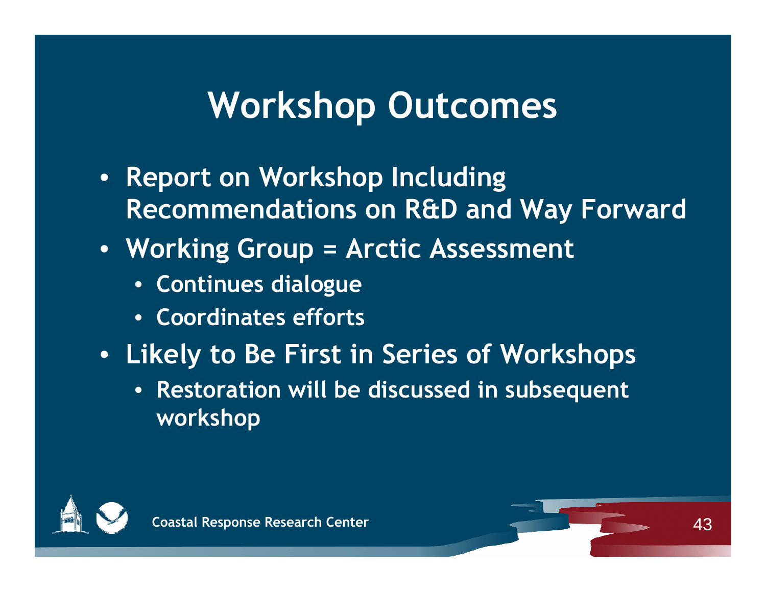# Workshop Outcomes

- Report on Workshop Including Recommendations on R&D and Way Forward
- Working Group = Arctic Assessment
  - Continues dialogue
  - Coordinates efforts
- Likely to Be First in Series of Workshops
  - Restoration will be discussed in subsequent workshop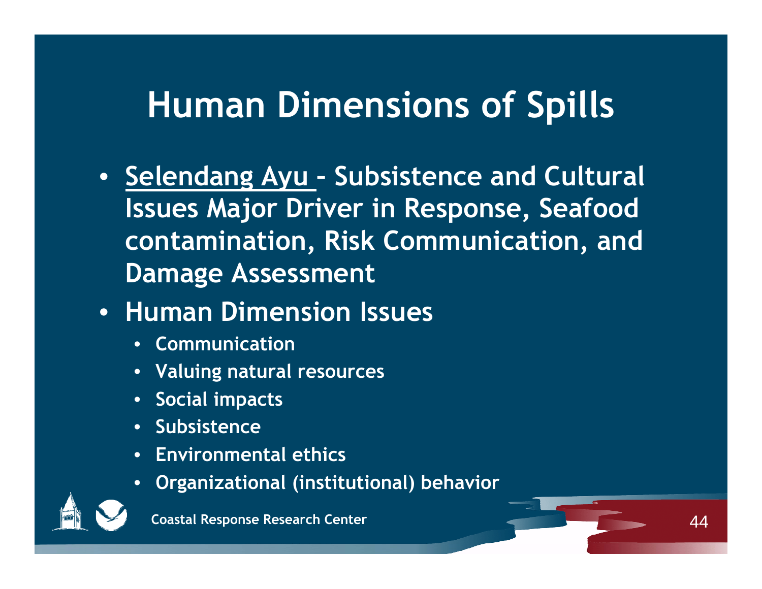# Human Dimensions of Spills

- <u>Selendang Ayu</u> – Subsistence and Cultural Issues Major Driver in Response, Seafood contamination, Risk Communication, and Damage Assessment
- Human Dimension Issues
  - Communication
  - Valuing natural resources
  - Social impacts
  - Subsistence
  - Environmental ethics
  - Organizational (institutional) behavior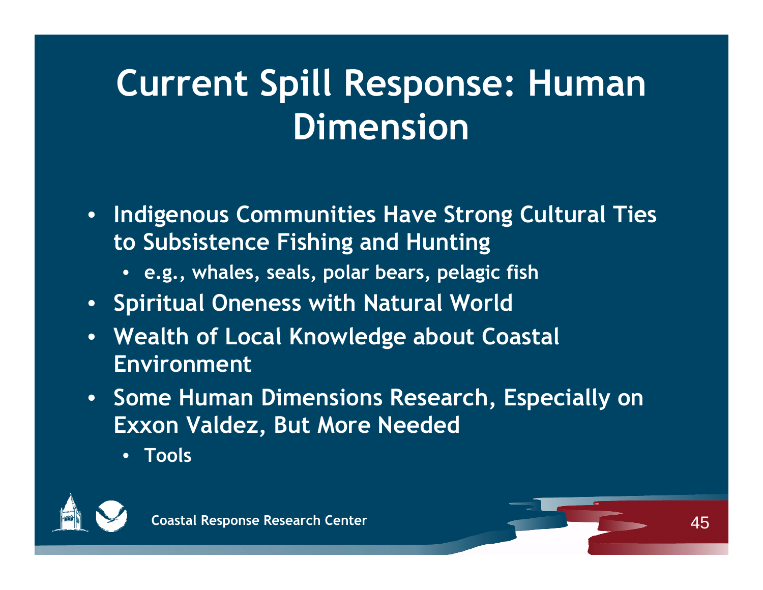# Current Spill Response: Human Dimension

- Indigenous Communities Have Strong Cultural Ties to Subsistence Fishing and Hunting
  - e.g., whales, seals, polar bears, pelagic fish
- Spiritual Oneness with Natural World
- Wealth of Local Knowledge about Coastal Environment
- Some Human Dimensions Research, Especially on Exxon Valdez, But More Needed
  - Tools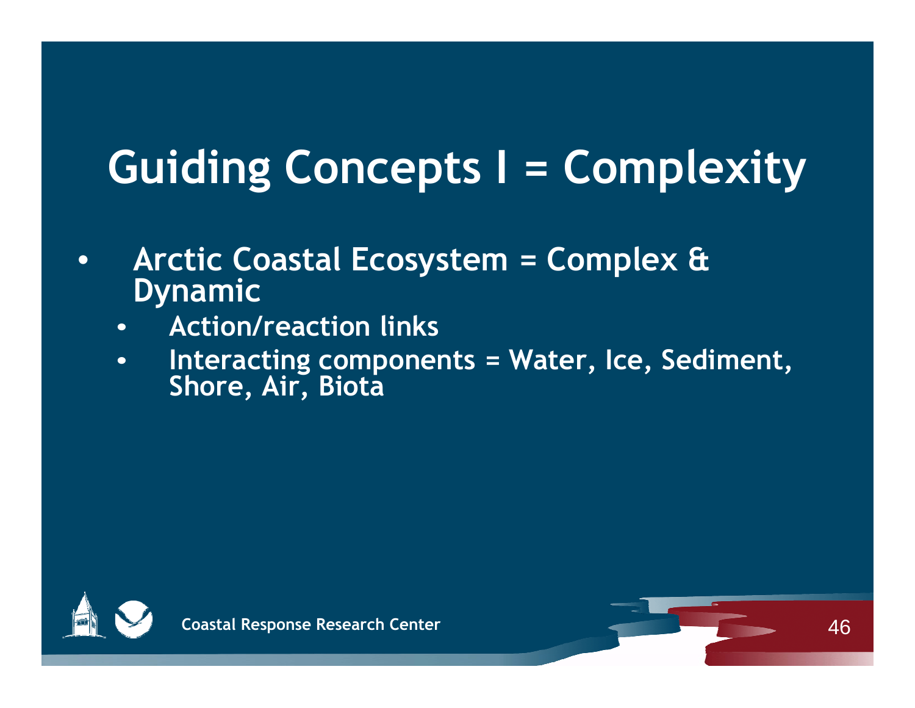# Guiding Concepts I = Complexity

- Arctic Coastal Ecosystem = Complex & Dynamic
  - Action/reaction links
  - Interacting components = Water, Ice, Sediment, Shore, Air, Biota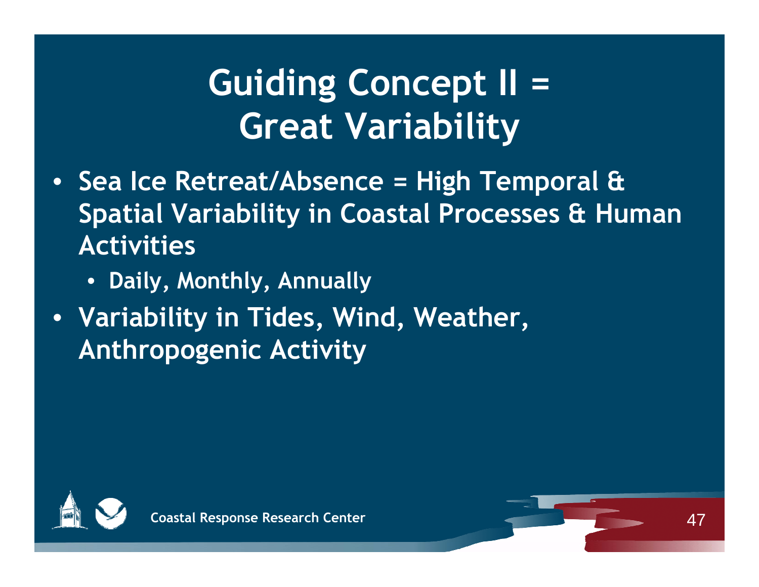# Guiding Concept II = Great Variability

- Sea Ice Retreat/Absence = High Temporal & Spatial Variability in Coastal Processes & Human Activities
  - Daily, Monthly, Annually
- Variability in Tides, Wind, Weather, Anthropogenic Activity

Coastal Response Research Center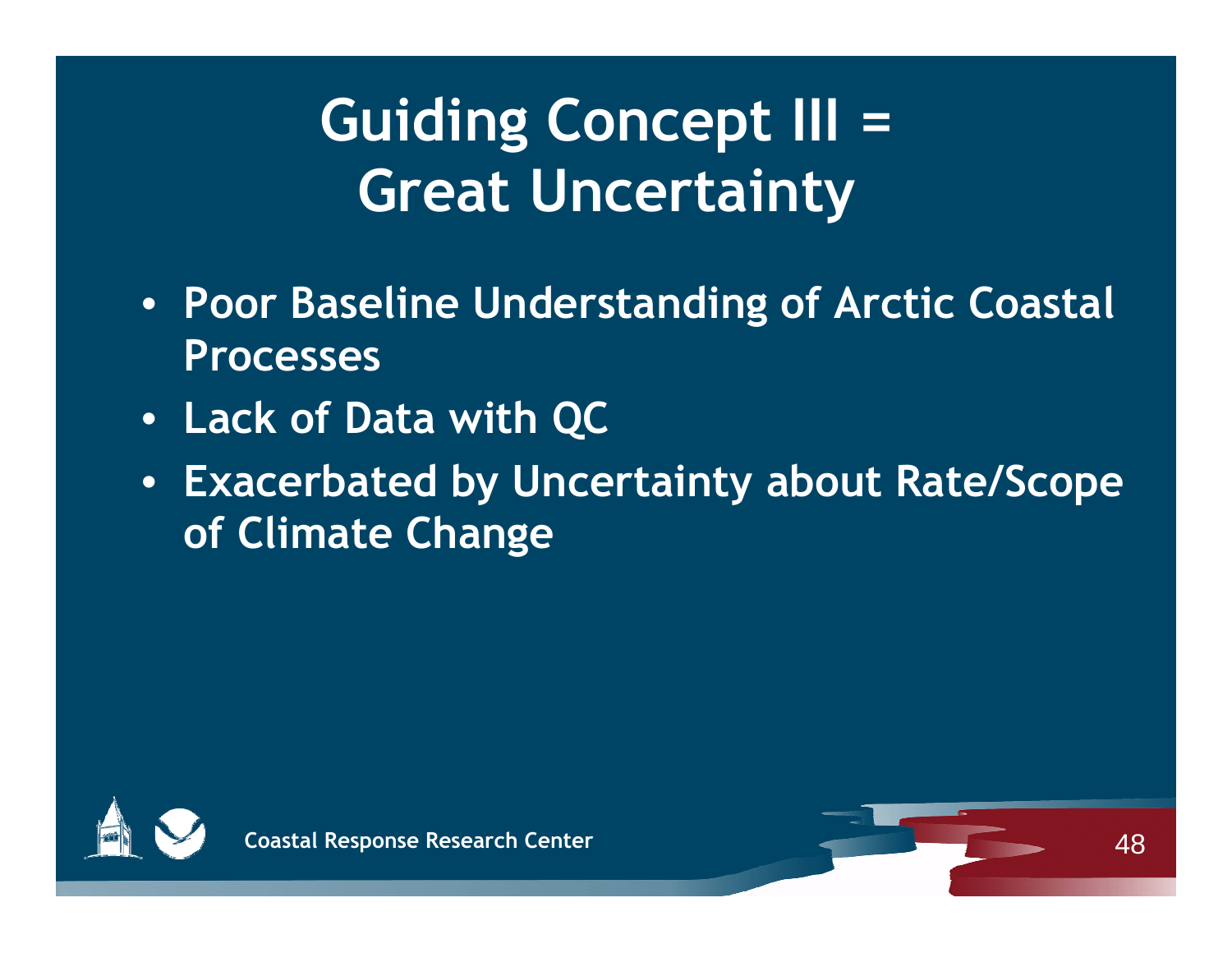# Guiding Concept III = Great Uncertainty

- Poor Baseline Understanding of Arctic Coastal Processes
- Lack of Data with QC
- Exacerbated by Uncertainty about Rate/Scope of Climate Change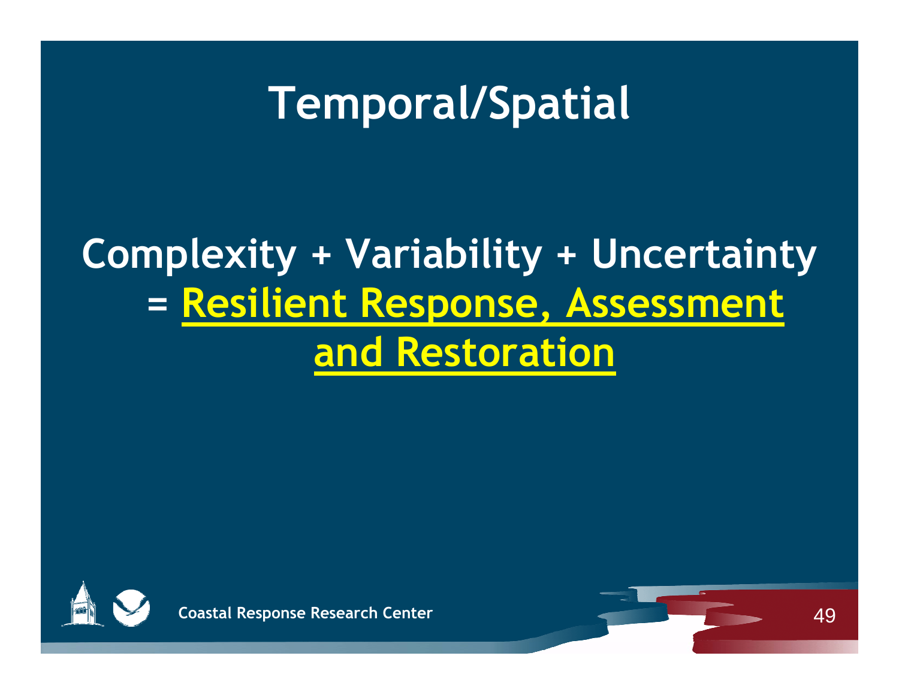# Temporal/Spatial

**Complexity + Variability + Uncertainty = Resilient Response, Assessment and Restoration**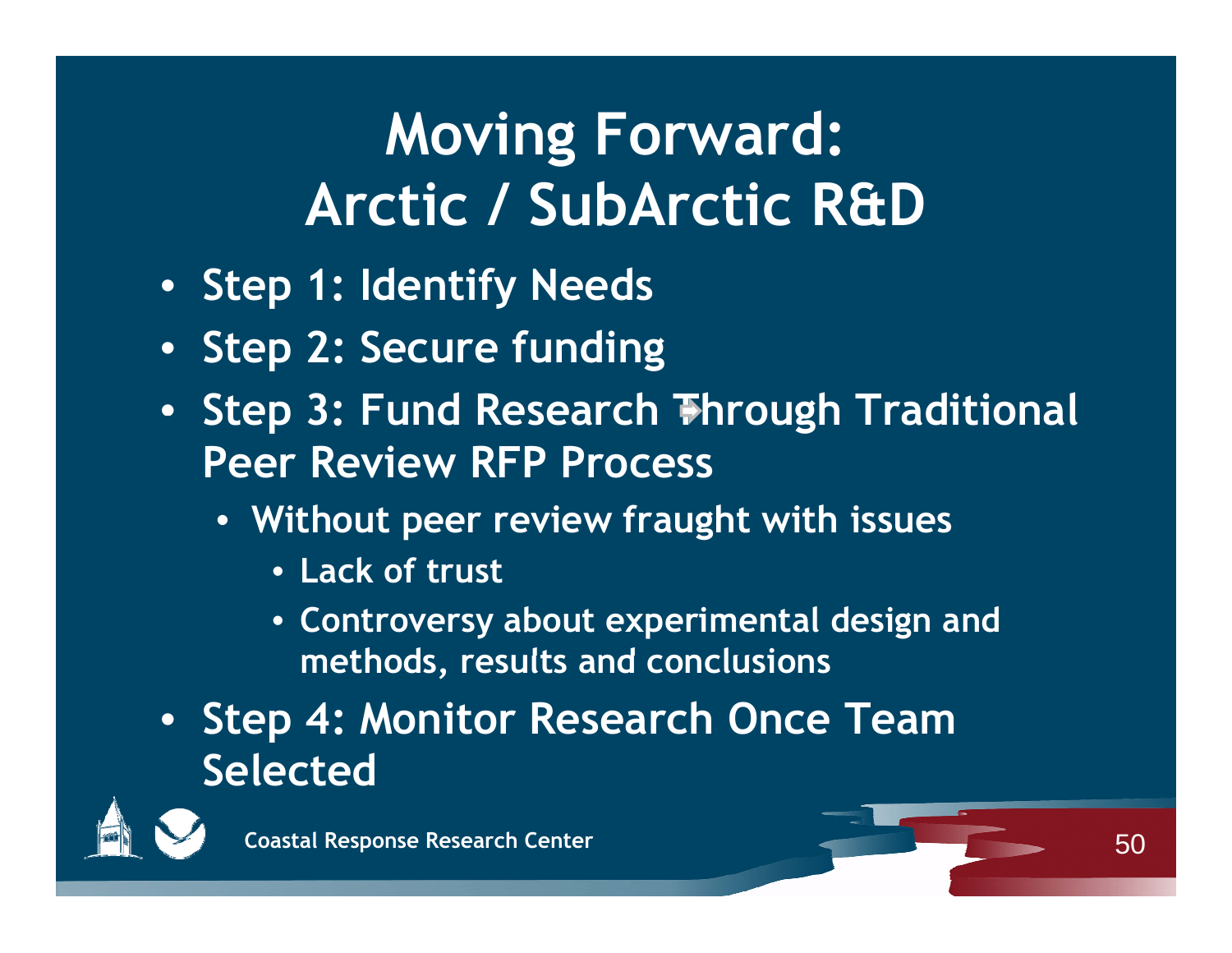# Moving Forward: Arctic / SubArctic R&D

- Step 1: Identify Needs
- Step 2: Secure funding
- Step 3: Fund Research Through Traditional Peer Review RFP Process
  - Without peer review fraught with issues
    - Lack of trust
    - Controversy about experimental design and methods, results and conclusions
- Step 4: Monitor Research Once Team Selected

Coastal Response Research Center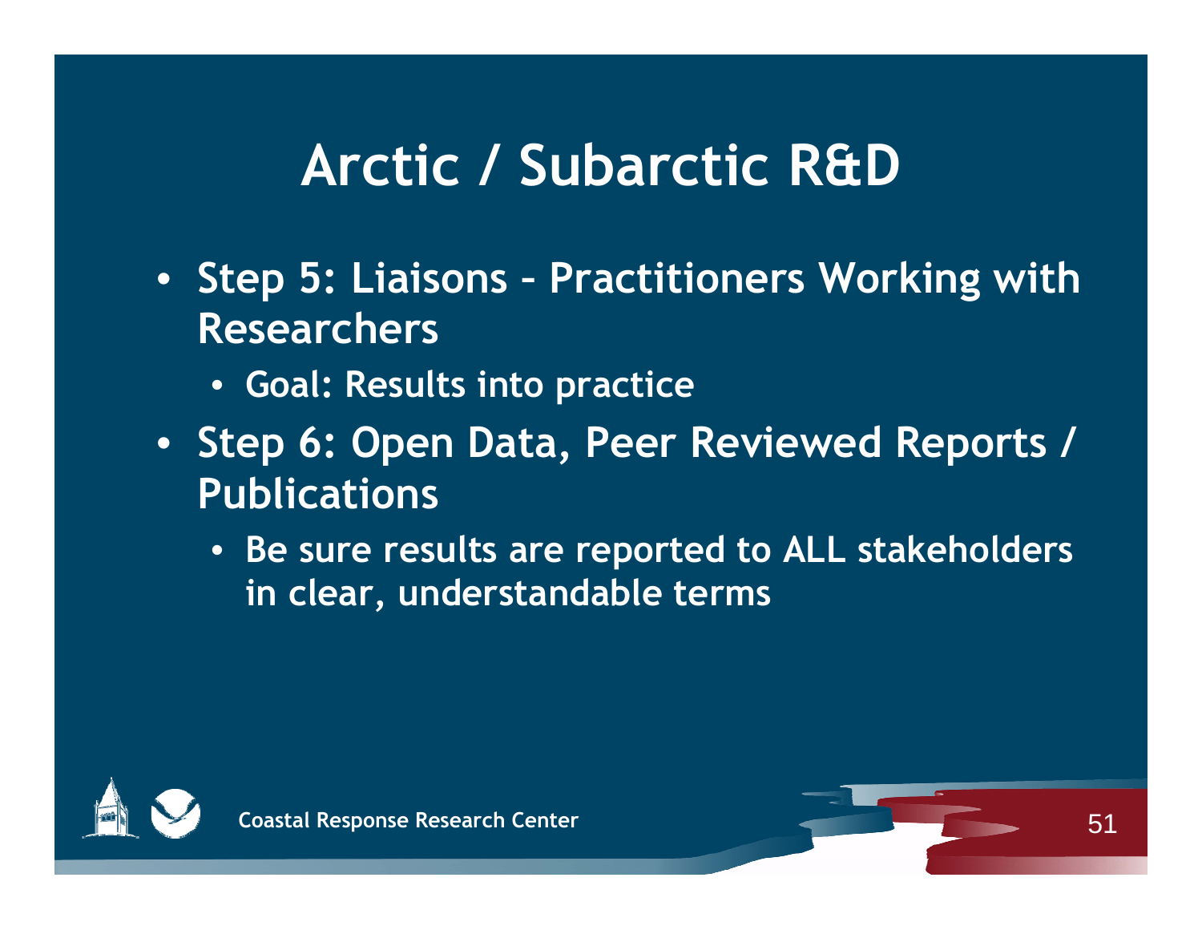# Arctic / Subarctic R&D

- Step 5: Liaisons – Practitioners Working with Researchers
  - Goal: Results into practice
- Step 6: Open Data, Peer Reviewed Reports / Publications
  - Be sure results are reported to ALL stakeholders in clear, understandable terms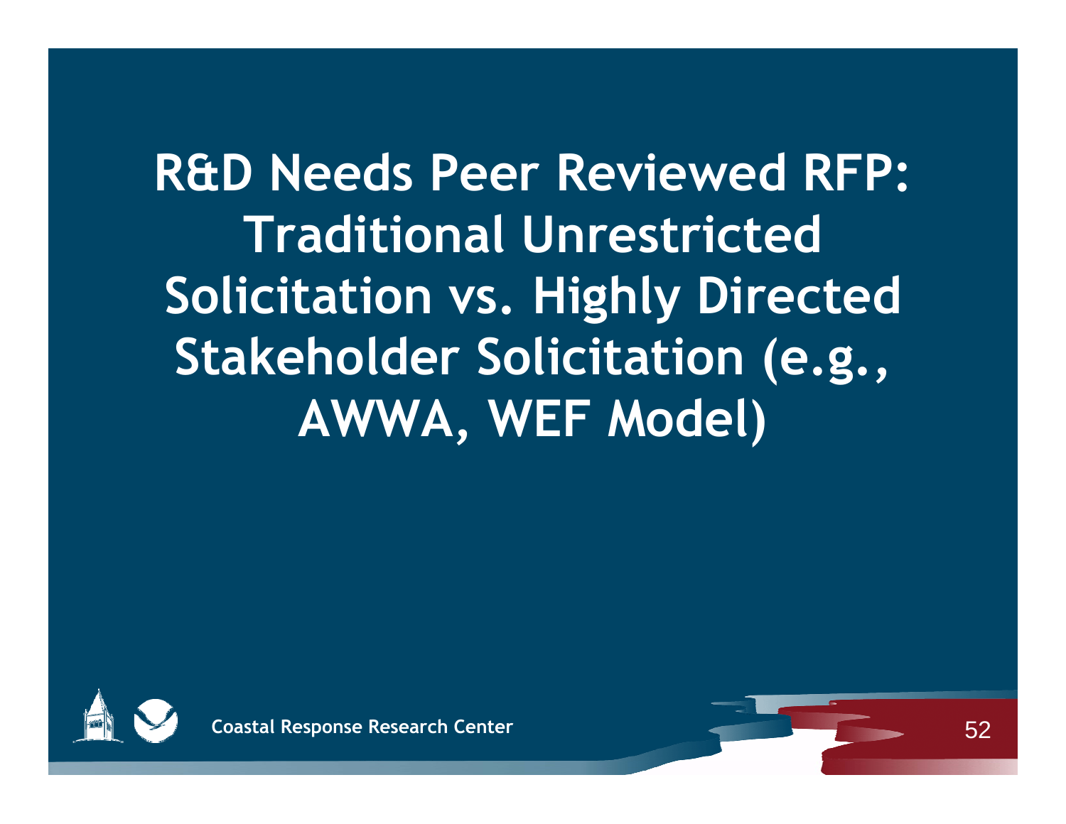# R&D Needs Peer Reviewed RFP: Traditional Unrestricted Solicitation vs. Highly Directed Stakeholder Solicitation (e.g., AWWA, WEF Model)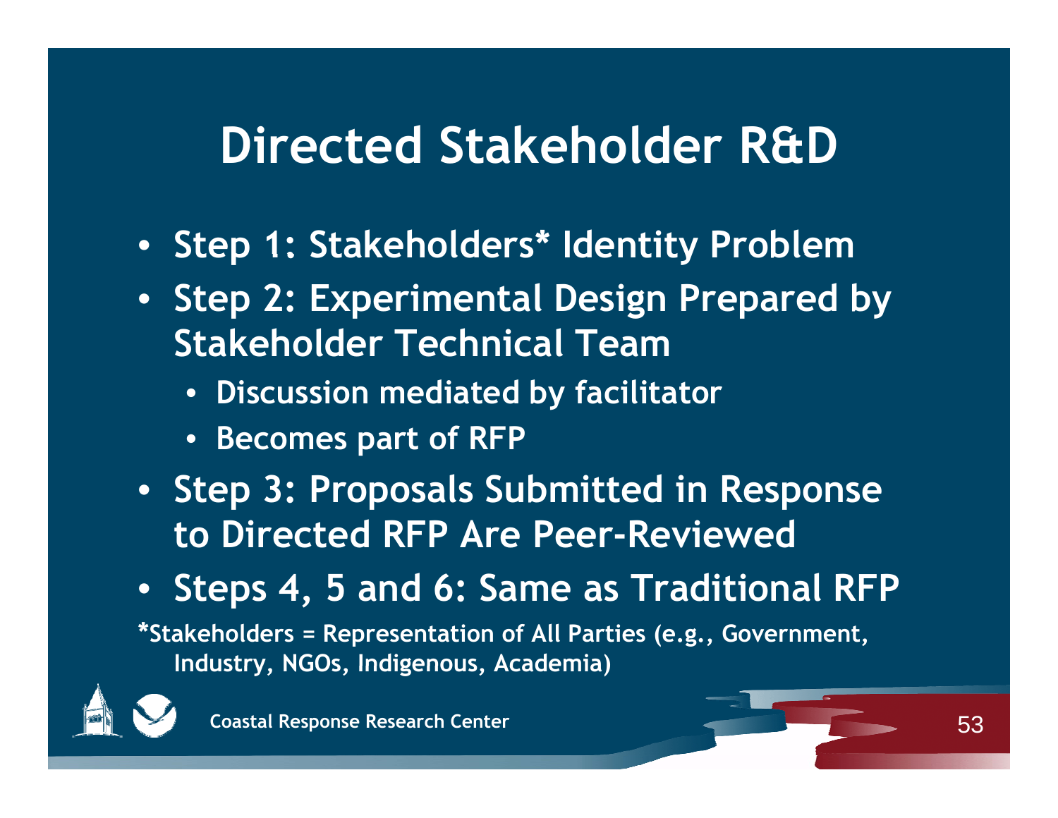# Directed Stakeholder R&D

- Step 1: Stakeholders* Identity Problem
- Step 2: Experimental Design Prepared by Stakeholder Technical Team
  - Discussion mediated by facilitator
  - Becomes part of RFP
- Step 3: Proposals Submitted in Response to Directed RFP Are Peer-Reviewed
- Steps 4, 5 and 6: Same as Traditional RFP

*Stakeholders = Representation of All Parties (e.g., Government, Industry, NGOs, Indigenous, Academia)

Coastal Response Research Center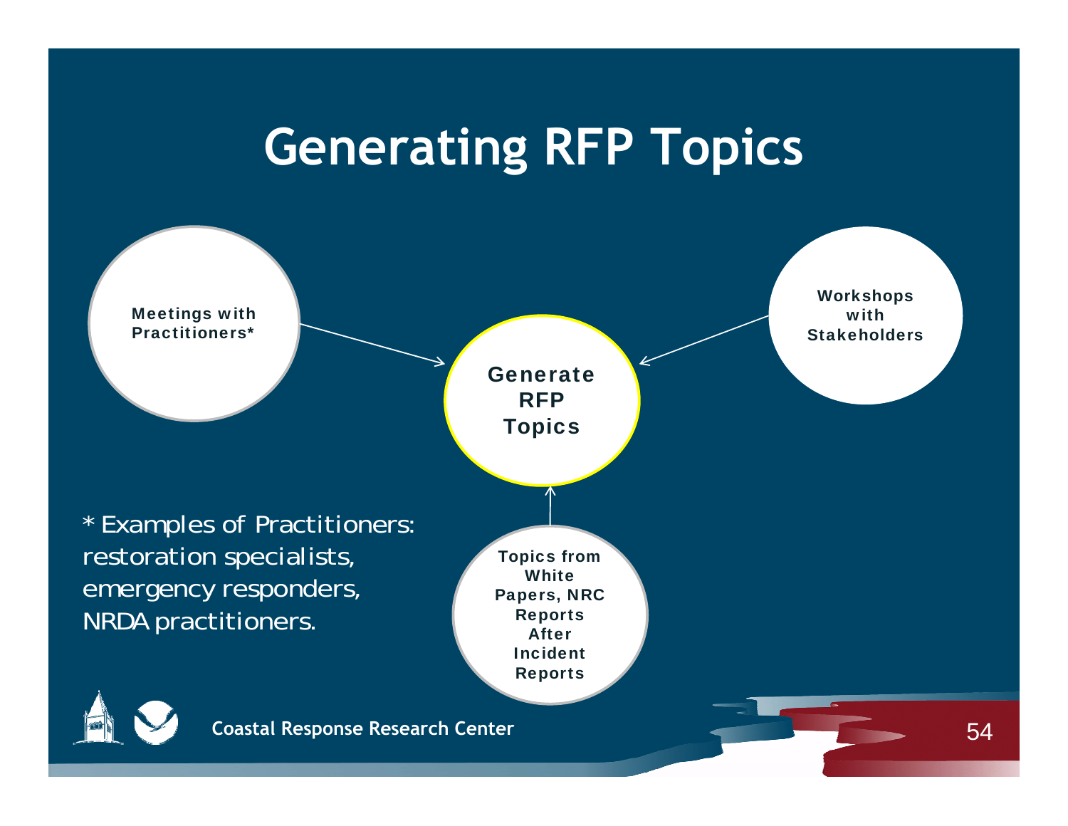# Generating RFP Topics

Meetings with Practitioners*

Workshops with Stakeholders

Generate RFP Topics

Topics from White Papers, NRC Reports After Incident Reports

* Examples of Practitioners: restoration specialists, emergency responders, NRDA practitioners.

Coastal Response Research Center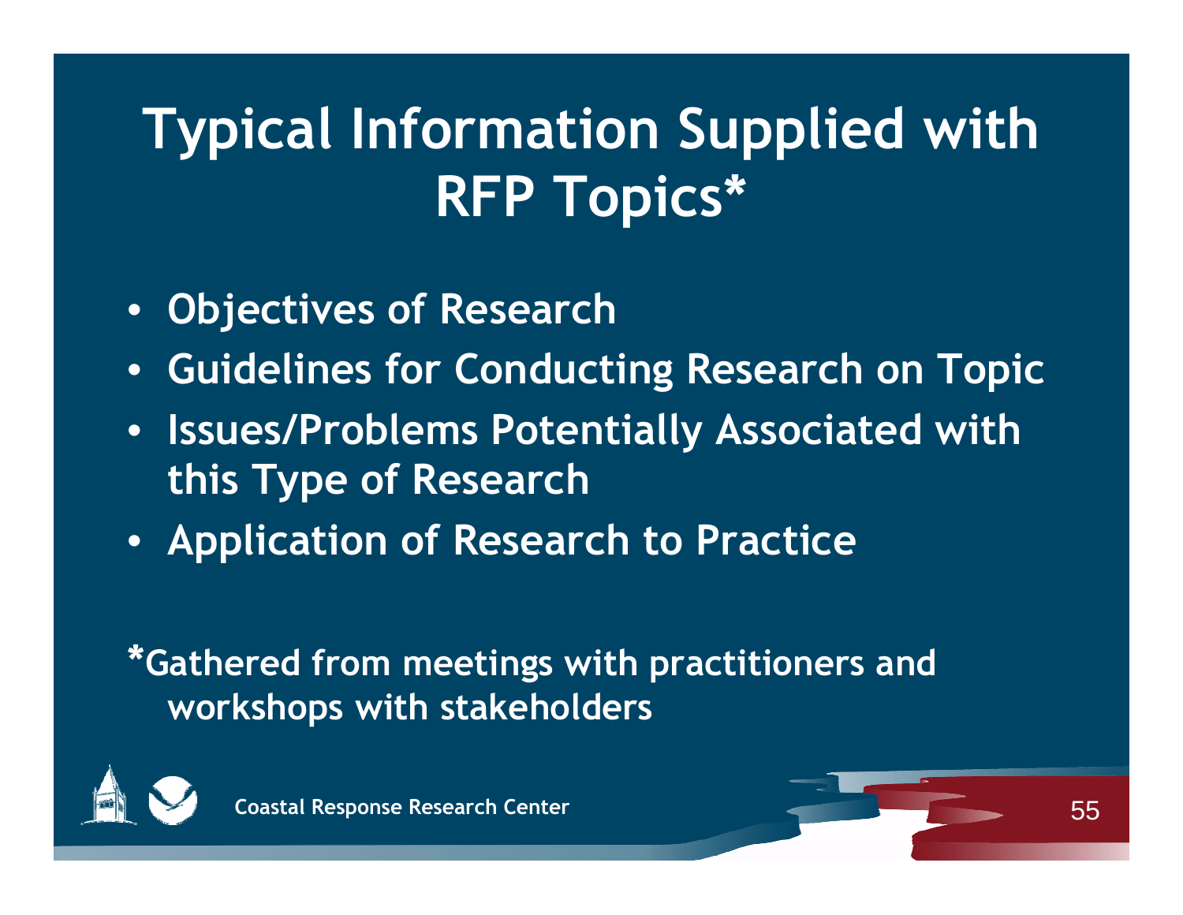# Typical Information Supplied with RFP Topics*

- Objectives of Research
- Guidelines for Conducting Research on Topic
- Issues/Problems Potentially Associated with this Type of Research
- Application of Research to Practice

*Gathered from meetings with practitioners and workshops with stakeholders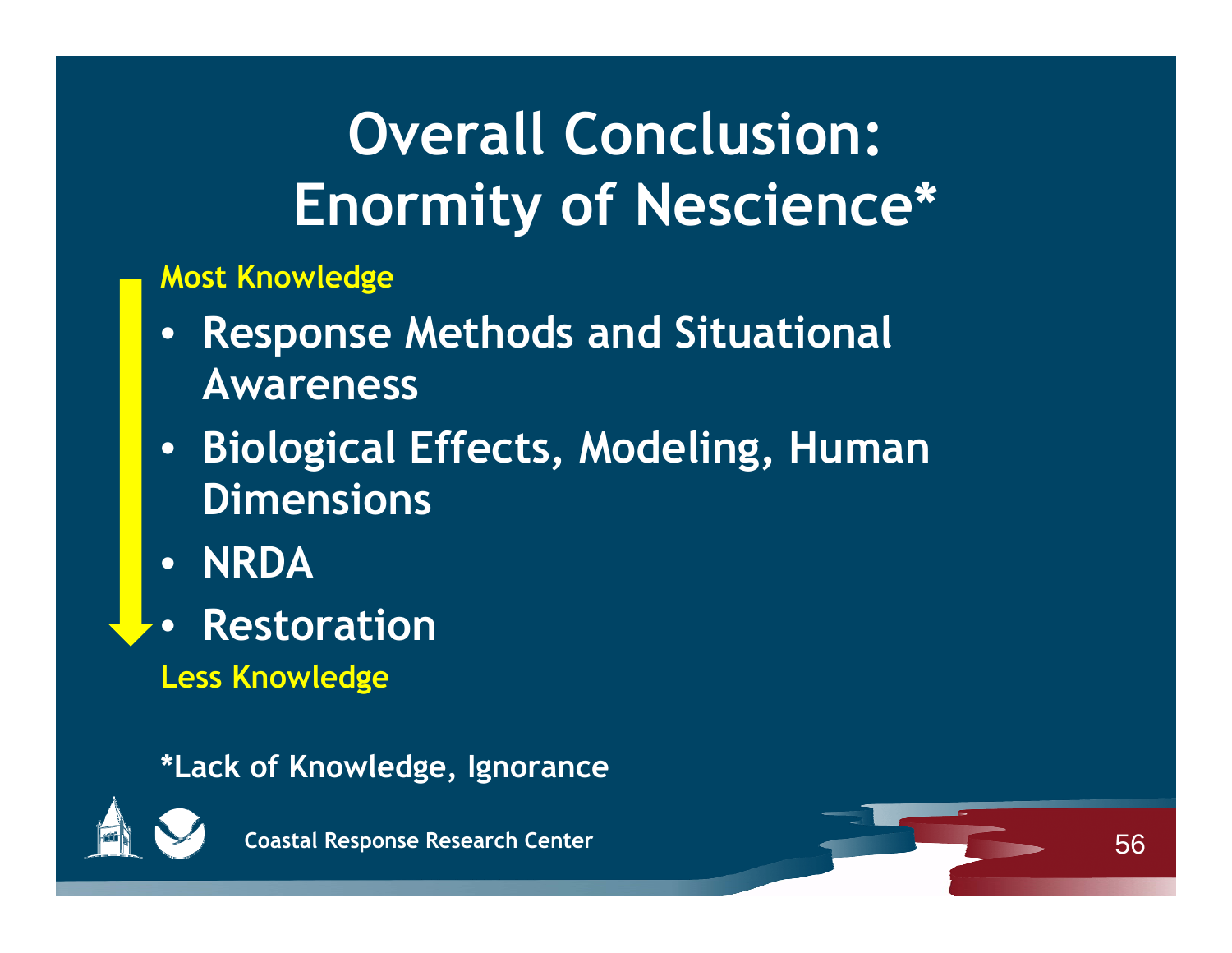# Overall Conclusion: Enormity of Nescience*

**Most Knowledge**

- **Response Methods and Situational Awareness**
- **Biological Effects, Modeling, Human Dimensions**
- **NRDA**
- **Restoration**

**Less Knowledge**

*Lack of Knowledge, Ignorance

Coastal Response Research Center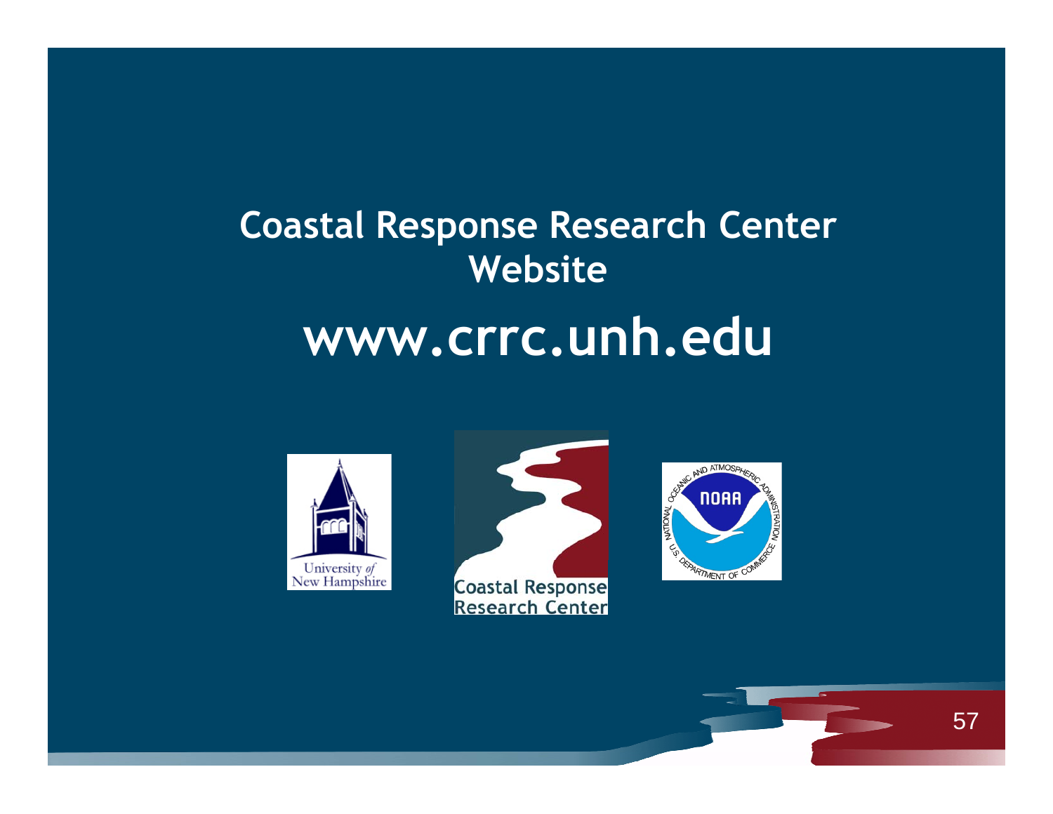# Coastal Response Research Center Website

# www.crrc.unh.edu